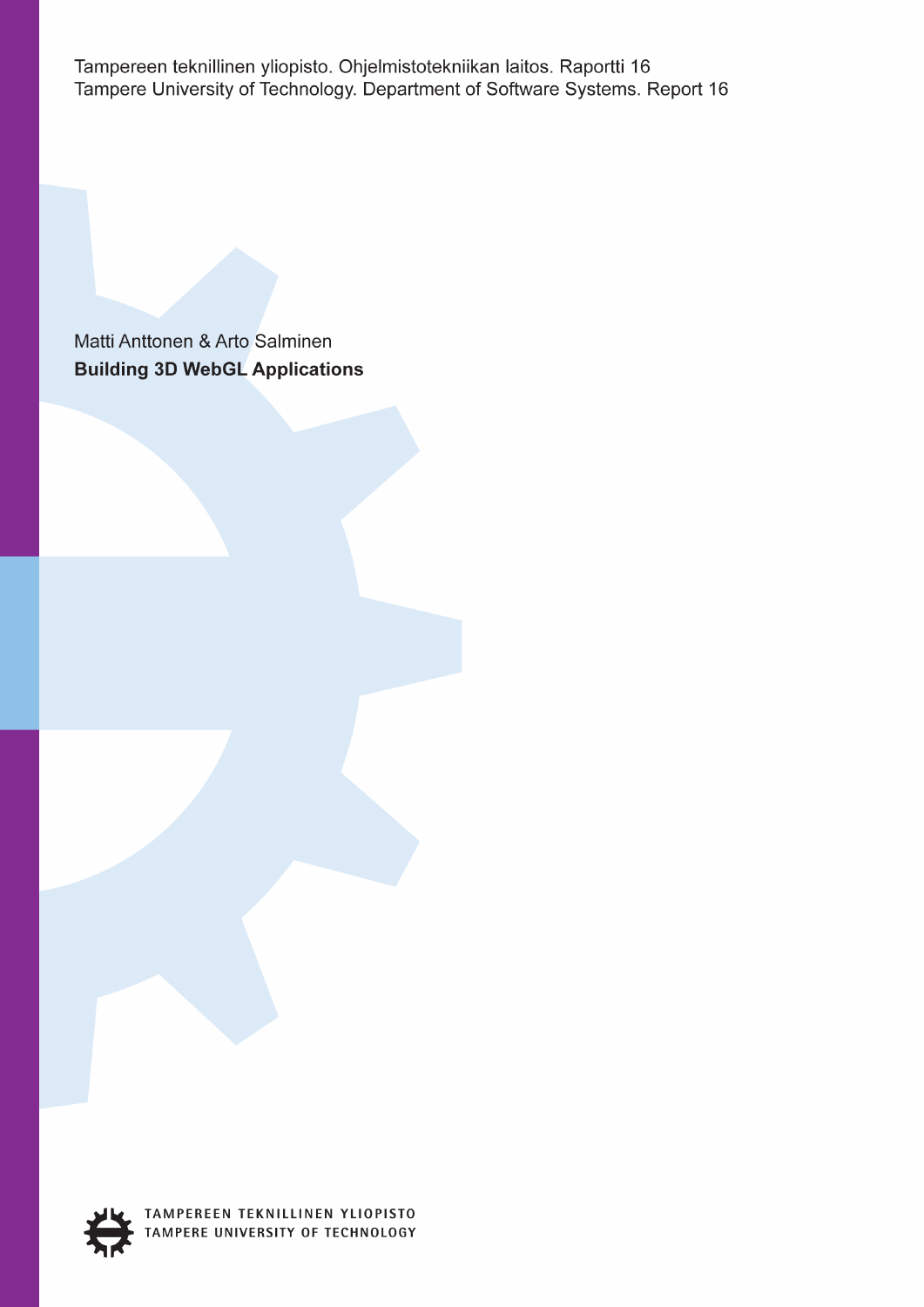Tampereen teknillinen yliopisto. Ohjelmistotekniikan laitos. Raportti 16
Tampere University of Technology. Department of Software Systems. Report 16

Matti Anttonen & Arto Salminen

# Building 3D WebGL Applications

TAMPEREEN TEKNILLINEN YLIOPISTO
TAMPERE UNIVERSITY OF TECHNOLOGY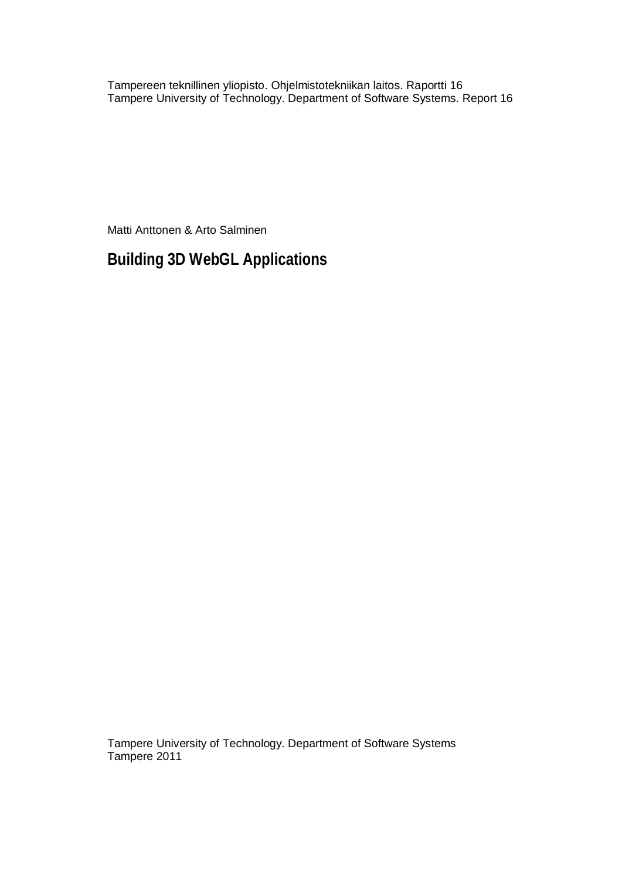Tampereen teknillinen yliopisto. Ohjelmistotekniikan laitos. Raportti 16
Tampere University of Technology. Department of Software Systems. Report 16

Matti Anttonen & Arto Salminen

# Building 3D WebGL Applications

Tampere University of Technology. Department of Software Systems
Tampere 2011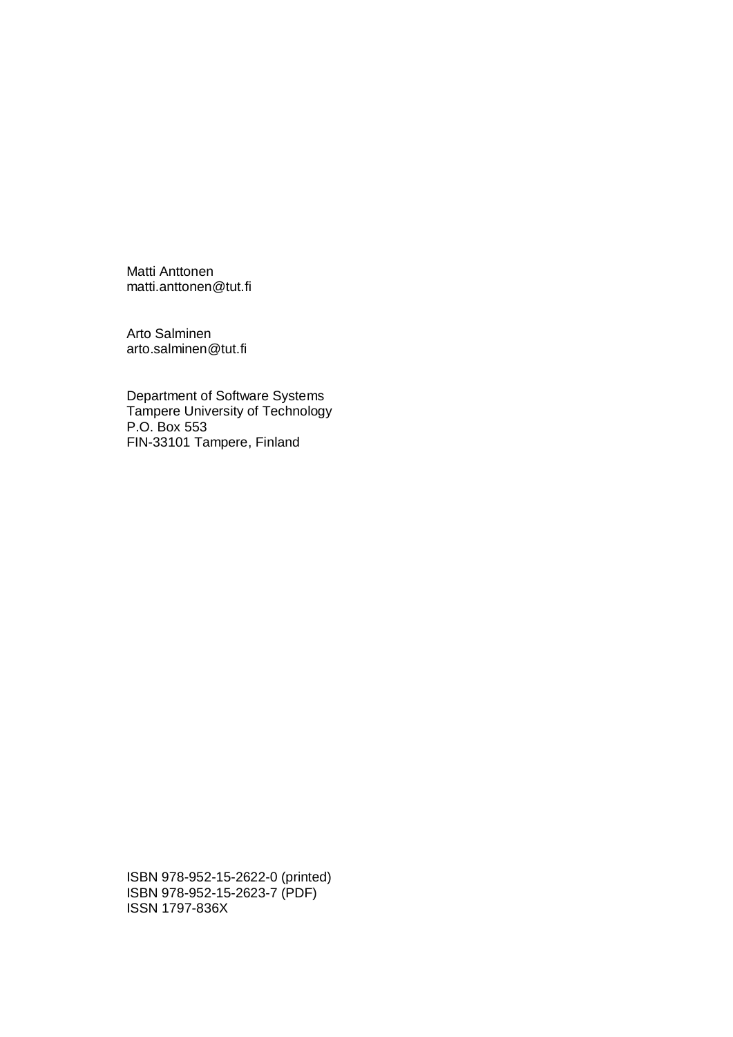Matti Anttonen
matti.anttonen@tut.fi

Arto Salminen
arto.salminen@tut.fi

Department of Software Systems
Tampere University of Technology
P.O. Box 553
FIN-33101 Tampere, Finland

ISBN 978-952-15-2622-0 (printed)
ISBN 978-952-15-2623-7 (PDF)
ISSN 1797-836X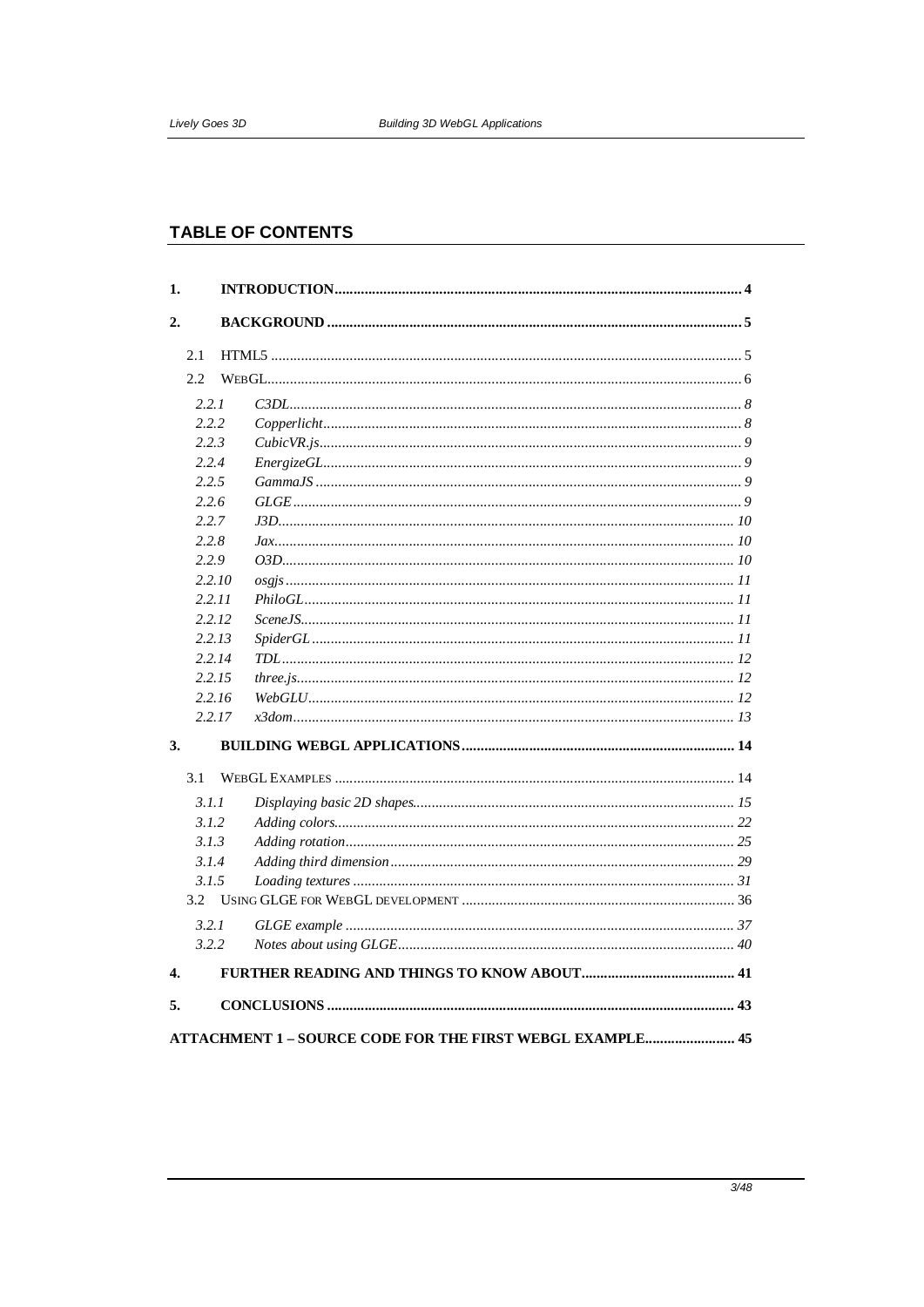## TABLE OF CONTENTS

**1. INTRODUCTION** ........ 4

**2. BACKGROUND** ........ 5

- 2.1 HTML5 ........ 5
- 2.2 WebGL ........ 6
  - *2.2.1 C3DL* ........ 8
  - *2.2.2 Copperlicht* ........ 8
  - *2.2.3 CubicVR.js* ........ 9
  - *2.2.4 EnergizeGL* ........ 9
  - *2.2.5 GammaJS* ........ 9
  - *2.2.6 GLGE* ........ 9
  - *2.2.7 J3D* ........ 10
  - *2.2.8 Jax* ........ 10
  - *2.2.9 O3D* ........ 10
  - *2.2.10 osgjs* ........ 11
  - *2.2.11 PhiloGL* ........ 11
  - *2.2.12 SceneJS* ........ 11
  - *2.2.13 SpiderGL* ........ 11
  - *2.2.14 TDL* ........ 12
  - *2.2.15 three.js* ........ 12
  - *2.2.16 WebGLU* ........ 12
  - *2.2.17 x3dom* ........ 13

**3. BUILDING WEBGL APPLICATIONS** ........ 14

- 3.1 WebGL Examples ........ 14
  - *3.1.1 Displaying basic 2D shapes* ........ 15
  - *3.1.2 Adding colors* ........ 22
  - *3.1.3 Adding rotation* ........ 25
  - *3.1.4 Adding third dimension* ........ 29
  - *3.1.5 Loading textures* ........ 31
- 3.2 Using GLGE for WebGL development ........ 36
  - *3.2.1 GLGE example* ........ 37
  - *3.2.2 Notes about using GLGE* ........ 40

**4. FURTHER READING AND THINGS TO KNOW ABOUT** ........ 41

**5. CONCLUSIONS** ........ 43

**ATTACHMENT 1 – SOURCE CODE FOR THE FIRST WEBGL EXAMPLE** ........ 45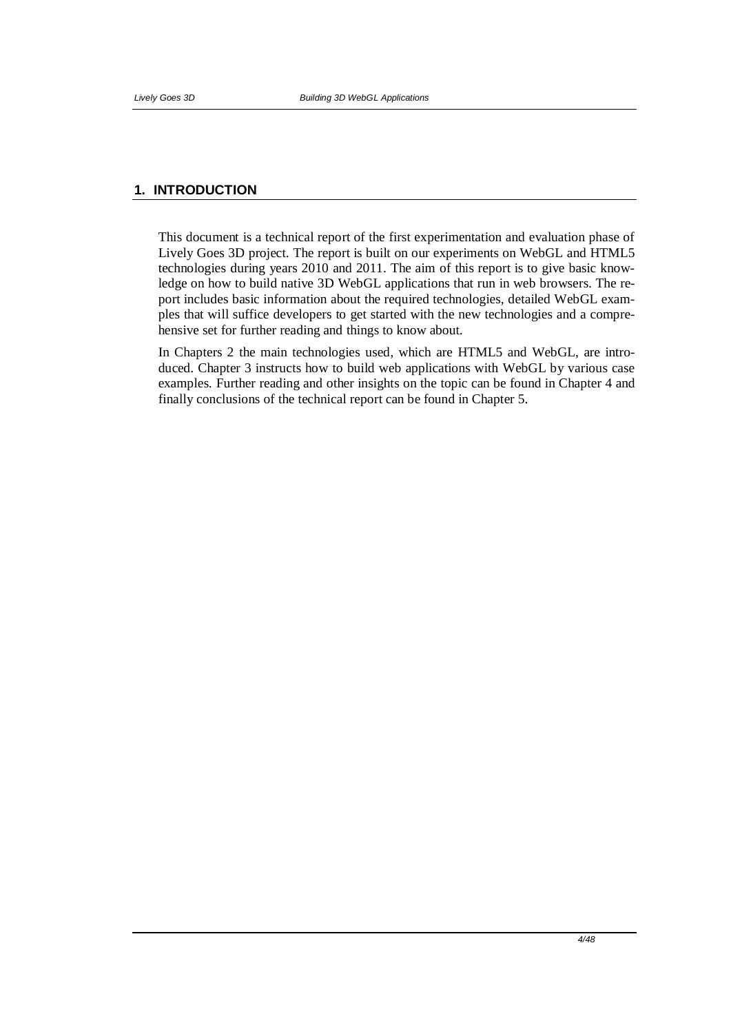# 1. INTRODUCTION

This document is a technical report of the first experimentation and evaluation phase of Lively Goes 3D project. The report is built on our experiments on WebGL and HTML5 technologies during years 2010 and 2011. The aim of this report is to give basic knowledge on how to build native 3D WebGL applications that run in web browsers. The report includes basic information about the required technologies, detailed WebGL examples that will suffice developers to get started with the new technologies and a comprehensive set for further reading and things to know about.

In Chapters 2 the main technologies used, which are HTML5 and WebGL, are introduced. Chapter 3 instructs how to build web applications with WebGL by various case examples. Further reading and other insights on the topic can be found in Chapter 4 and finally conclusions of the technical report can be found in Chapter 5.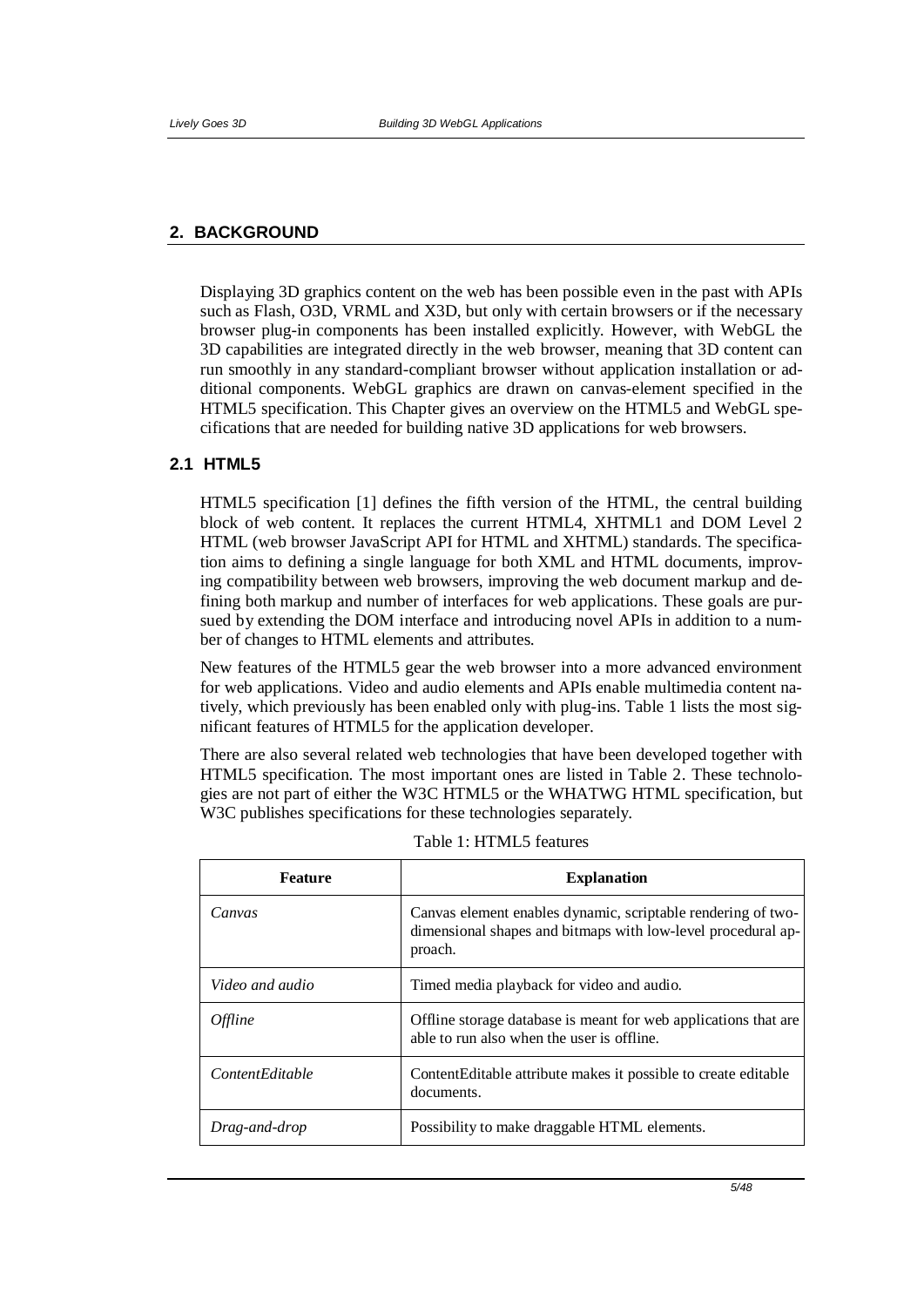## 2. BACKGROUND

Displaying 3D graphics content on the web has been possible even in the past with APIs such as Flash, O3D, VRML and X3D, but only with certain browsers or if the necessary browser plug-in components has been installed explicitly. However, with WebGL the 3D capabilities are integrated directly in the web browser, meaning that 3D content can run smoothly in any standard-compliant browser without application installation or additional components. WebGL graphics are drawn on canvas-element specified in the HTML5 specification. This Chapter gives an overview on the HTML5 and WebGL specifications that are needed for building native 3D applications for web browsers.

### 2.1 HTML5

HTML5 specification [1] defines the fifth version of the HTML, the central building block of web content. It replaces the current HTML4, XHTML1 and DOM Level 2 HTML (web browser JavaScript API for HTML and XHTML) standards. The specification aims to defining a single language for both XML and HTML documents, improving compatibility between web browsers, improving the web document markup and defining both markup and number of interfaces for web applications. These goals are pursued by extending the DOM interface and introducing novel APIs in addition to a number of changes to HTML elements and attributes.

New features of the HTML5 gear the web browser into a more advanced environment for web applications. Video and audio elements and APIs enable multimedia content natively, which previously has been enabled only with plug-ins. Table 1 lists the most significant features of HTML5 for the application developer.

There are also several related web technologies that have been developed together with HTML5 specification. The most important ones are listed in Table 2. These technologies are not part of either the W3C HTML5 or the WHATWG HTML specification, but W3C publishes specifications for these technologies separately.

Table 1: HTML5 features

| Feature | Explanation |
|---|---|
| *Canvas* | Canvas element enables dynamic, scriptable rendering of two-dimensional shapes and bitmaps with low-level procedural approach. |
| *Video and audio* | Timed media playback for video and audio. |
| *Offline* | Offline storage database is meant for web applications that are able to run also when the user is offline. |
| *ContentEditable* | ContentEditable attribute makes it possible to create editable documents. |
| *Drag-and-drop* | Possibility to make draggable HTML elements. |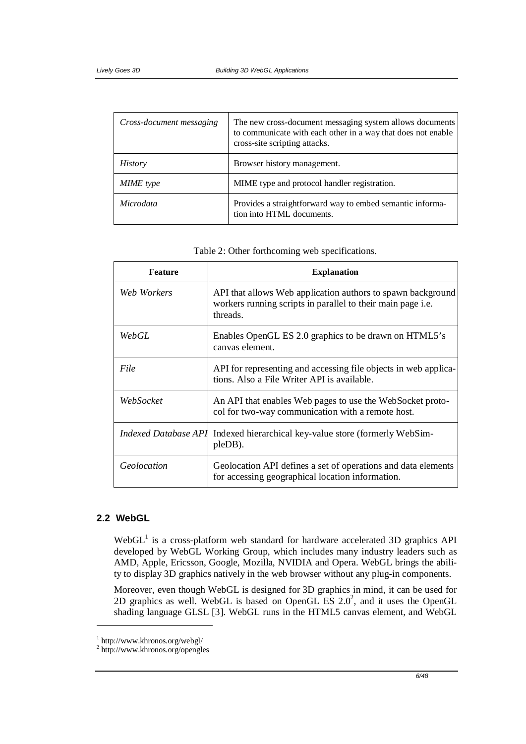| | |
|---|---|
| *Cross-document messaging* | The new cross-document messaging system allows documents to communicate with each other in a way that does not enable cross-site scripting attacks. |
| *History* | Browser history management. |
| *MIME type* | MIME type and protocol handler registration. |
| *Microdata* | Provides a straightforward way to embed semantic information into HTML documents. |

Table 2: Other forthcoming web specifications.

| Feature | Explanation |
|---|---|
| *Web Workers* | API that allows Web application authors to spawn background workers running scripts in parallel to their main page i.e. threads. |
| *WebGL* | Enables OpenGL ES 2.0 graphics to be drawn on HTML5's canvas element. |
| *File* | API for representing and accessing file objects in web applications. Also a File Writer API is available. |
| *WebSocket* | An API that enables Web pages to use the WebSocket protocol for two-way communication with a remote host. |
| *Indexed Database API* | Indexed hierarchical key-value store (formerly WebSimpleDB). |
| *Geolocation* | Geolocation API defines a set of operations and data elements for accessing geographical location information. |

## 2.2 WebGL

WebGL[1] is a cross-platform web standard for hardware accelerated 3D graphics API developed by WebGL Working Group, which includes many industry leaders such as AMD, Apple, Ericsson, Google, Mozilla, NVIDIA and Opera. WebGL brings the ability to display 3D graphics natively in the web browser without any plug-in components.

Moreover, even though WebGL is designed for 3D graphics in mind, it can be used for 2D graphics as well. WebGL is based on OpenGL ES 2.0[2], and it uses the OpenGL shading language GLSL [3]. WebGL runs in the HTML5 canvas element, and WebGL

[1] http://www.khronos.org/webgl/

[2] http://www.khronos.org/opengles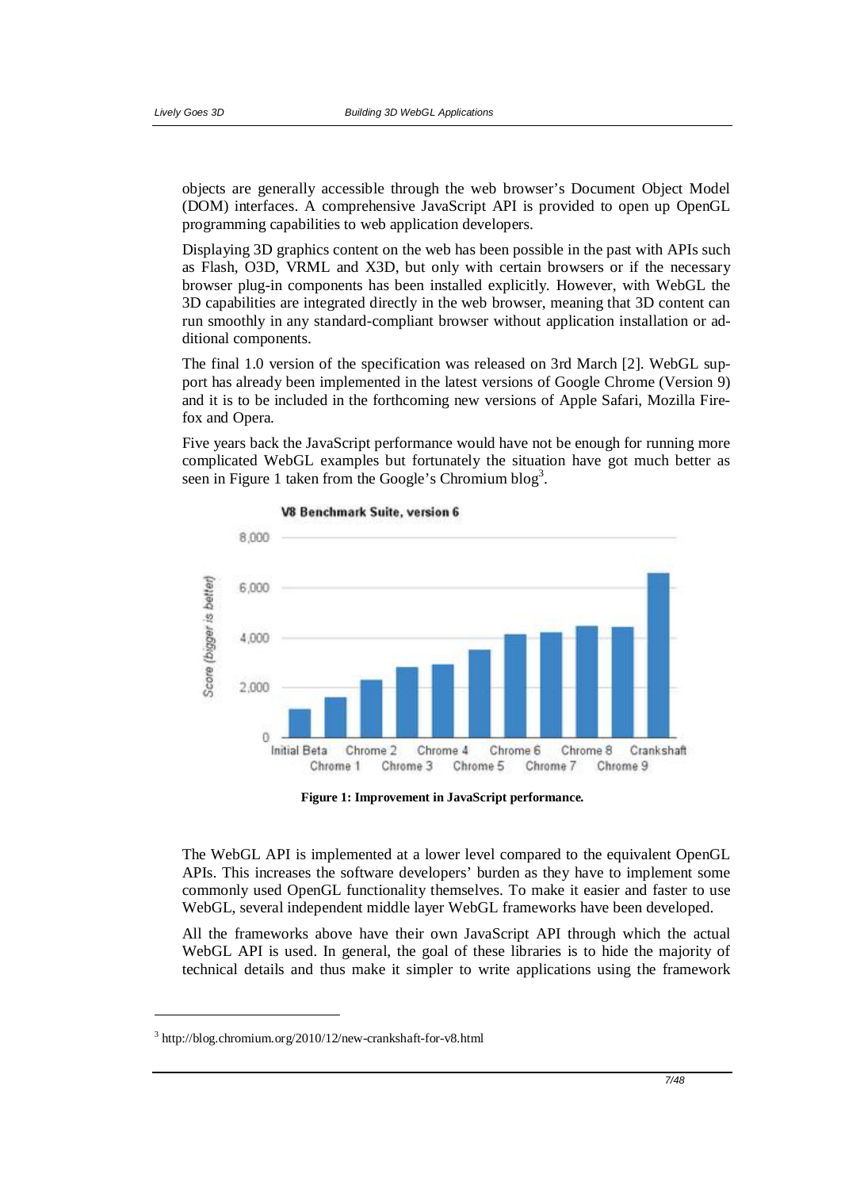objects are generally accessible through the web browser's Document Object Model (DOM) interfaces. A comprehensive JavaScript API is provided to open up OpenGL programming capabilities to web application developers.

Displaying 3D graphics content on the web has been possible in the past with APIs such as Flash, O3D, VRML and X3D, but only with certain browsers or if the necessary browser plug-in components has been installed explicitly. However, with WebGL the 3D capabilities are integrated directly in the web browser, meaning that 3D content can run smoothly in any standard-compliant browser without application installation or additional components.

The final 1.0 version of the specification was released on 3rd March [2]. WebGL support has already been implemented in the latest versions of Google Chrome (Version 9) and it is to be included in the forthcoming new versions of Apple Safari, Mozilla Firefox and Opera.

Five years back the JavaScript performance would have not be enough for running more complicated WebGL examples but fortunately the situation have got much better as seen in Figure 1 taken from the Google's Chromium blog[3].

**Figure 1: Improvement in JavaScript performance.**

The WebGL API is implemented at a lower level compared to the equivalent OpenGL APIs. This increases the software developers' burden as they have to implement some commonly used OpenGL functionality themselves. To make it easier and faster to use WebGL, several independent middle layer WebGL frameworks have been developed.

All the frameworks above have their own JavaScript API through which the actual WebGL API is used. In general, the goal of these libraries is to hide the majority of technical details and thus make it simpler to write applications using the framework

[3] http://blog.chromium.org/2010/12/new-crankshaft-for-v8.html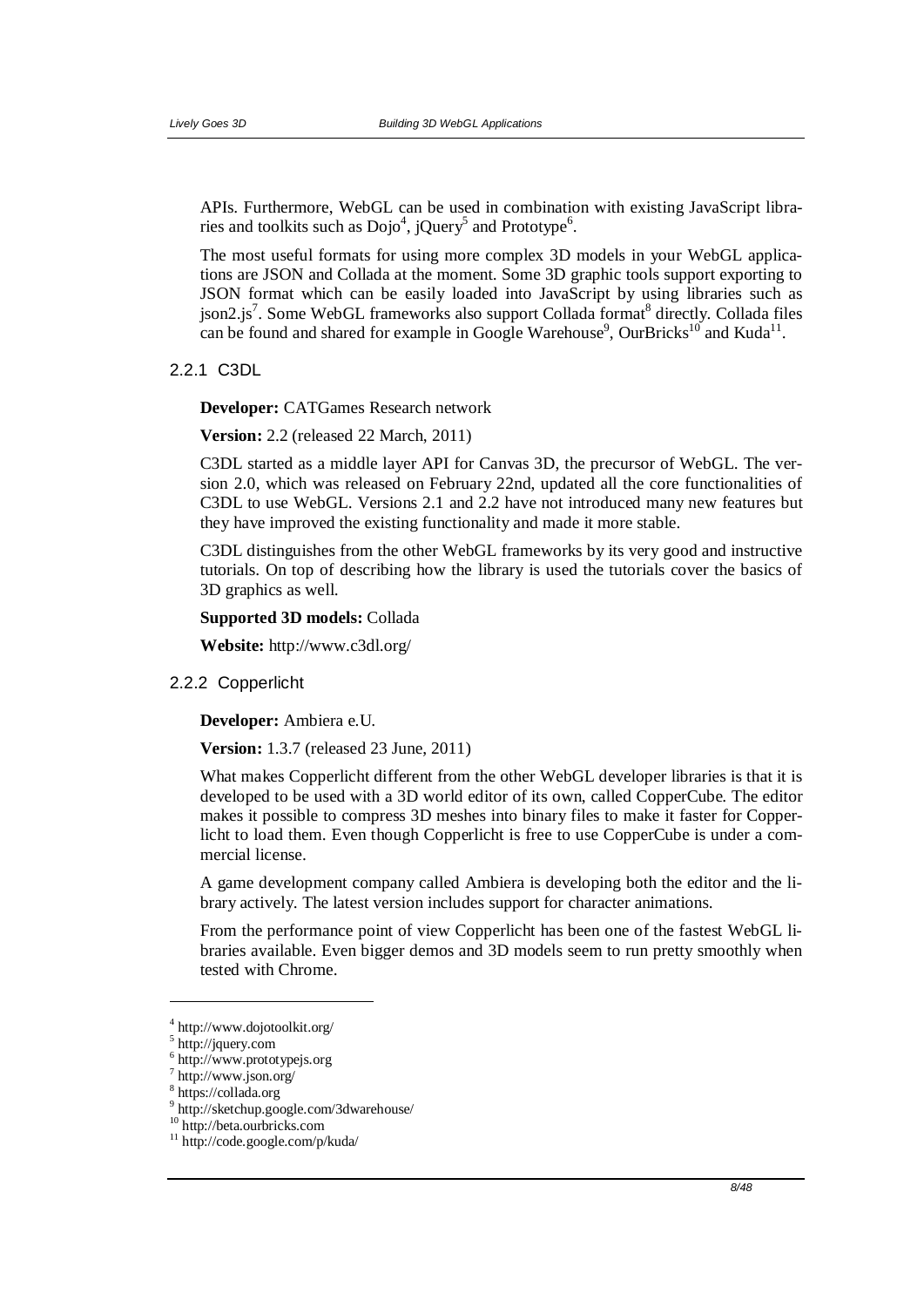APIs. Furthermore, WebGL can be used in combination with existing JavaScript libraries and toolkits such as Dojo[4], jQuery[5] and Prototype[6].

The most useful formats for using more complex 3D models in your WebGL applications are JSON and Collada at the moment. Some 3D graphic tools support exporting to JSON format which can be easily loaded into JavaScript by using libraries such as json2.js[7]. Some WebGL frameworks also support Collada format[8] directly. Collada files can be found and shared for example in Google Warehouse[9], OurBricks[10] and Kuda[11].

### 2.2.1 C3DL

**Developer:** CATGames Research network

**Version:** 2.2 (released 22 March, 2011)

C3DL started as a middle layer API for Canvas 3D, the precursor of WebGL. The version 2.0, which was released on February 22nd, updated all the core functionalities of C3DL to use WebGL. Versions 2.1 and 2.2 have not introduced many new features but they have improved the existing functionality and made it more stable.

C3DL distinguishes from the other WebGL frameworks by its very good and instructive tutorials. On top of describing how the library is used the tutorials cover the basics of 3D graphics as well.

**Supported 3D models:** Collada

**Website:** http://www.c3dl.org/

### 2.2.2 Copperlicht

**Developer:** Ambiera e.U.

**Version:** 1.3.7 (released 23 June, 2011)

What makes Copperlicht different from the other WebGL developer libraries is that it is developed to be used with a 3D world editor of its own, called CopperCube. The editor makes it possible to compress 3D meshes into binary files to make it faster for Copperlicht to load them. Even though Copperlicht is free to use CopperCube is under a commercial license.

A game development company called Ambiera is developing both the editor and the library actively. The latest version includes support for character animations.

From the performance point of view Copperlicht has been one of the fastest WebGL libraries available. Even bigger demos and 3D models seem to run pretty smoothly when tested with Chrome.

---

[4] http://www.dojotoolkit.org/
[5] http://jquery.com
[6] http://www.prototypejs.org
[7] http://www.json.org/
[8] https://collada.org
[9] http://sketchup.google.com/3dwarehouse/
[10] http://beta.ourbricks.com
[11] http://code.google.com/p/kuda/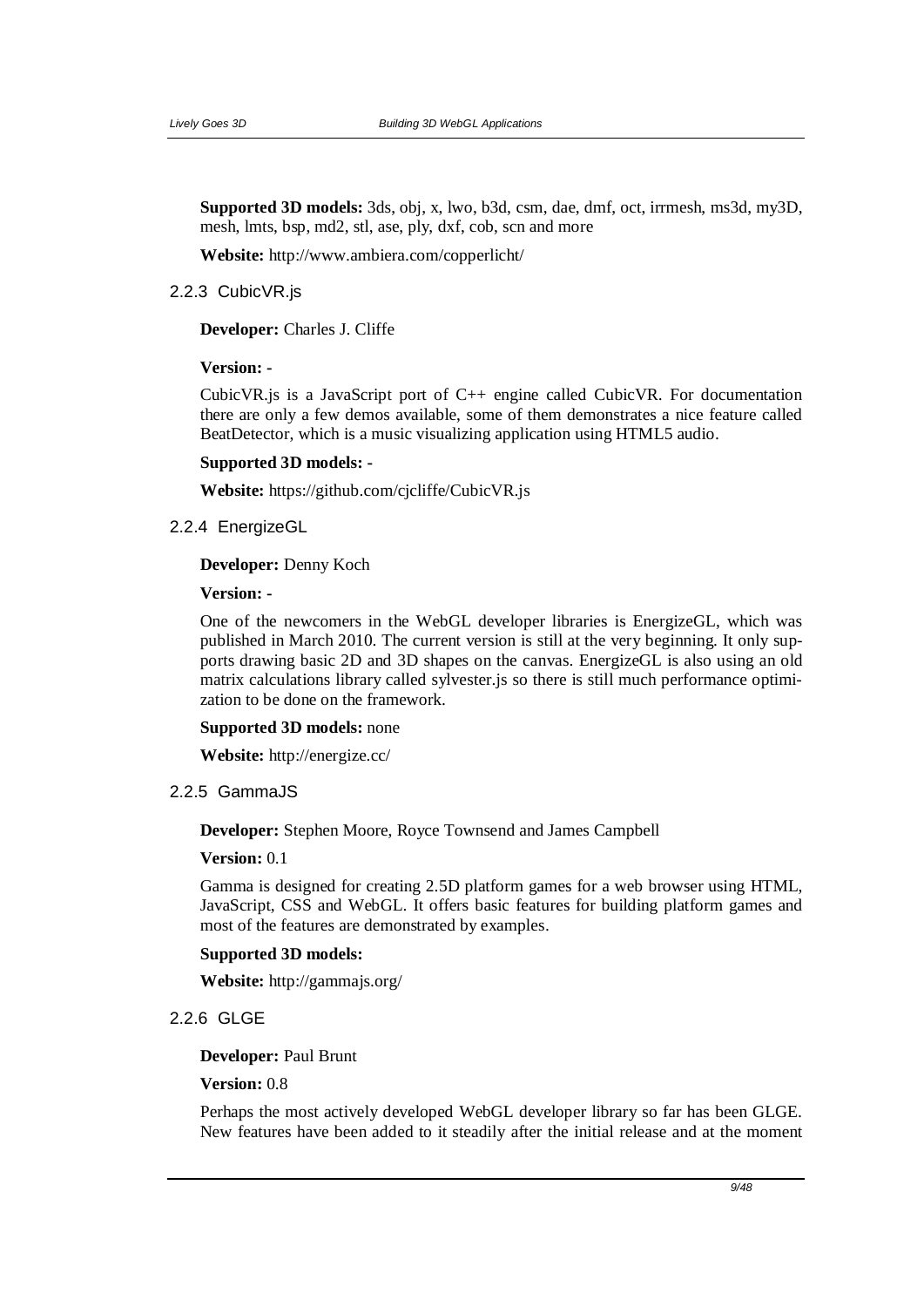**Supported 3D models:** 3ds, obj, x, lwo, b3d, csm, dae, dmf, oct, irrmesh, ms3d, my3D, mesh, lmts, bsp, md2, stl, ase, ply, dxf, cob, scn and more

**Website:** http://www.ambiera.com/copperlicht/

### 2.2.3 CubicVR.js

**Developer:** Charles J. Cliffe

**Version:** -

CubicVR.js is a JavaScript port of C++ engine called CubicVR. For documentation there are only a few demos available, some of them demonstrates a nice feature called BeatDetector, which is a music visualizing application using HTML5 audio.

**Supported 3D models:** -

**Website:** https://github.com/cjcliffe/CubicVR.js

### 2.2.4 EnergizeGL

**Developer:** Denny Koch

**Version:** -

One of the newcomers in the WebGL developer libraries is EnergizeGL, which was published in March 2010. The current version is still at the very beginning. It only supports drawing basic 2D and 3D shapes on the canvas. EnergizeGL is also using an old matrix calculations library called sylvester.js so there is still much performance optimization to be done on the framework.

**Supported 3D models:** none

**Website:** http://energize.cc/

### 2.2.5 GammaJS

**Developer:** Stephen Moore, Royce Townsend and James Campbell

**Version:** 0.1

Gamma is designed for creating 2.5D platform games for a web browser using HTML, JavaScript, CSS and WebGL. It offers basic features for building platform games and most of the features are demonstrated by examples.

**Supported 3D models:**

**Website:** http://gammajs.org/

### 2.2.6 GLGE

**Developer:** Paul Brunt

**Version:** 0.8

Perhaps the most actively developed WebGL developer library so far has been GLGE. New features have been added to it steadily after the initial release and at the moment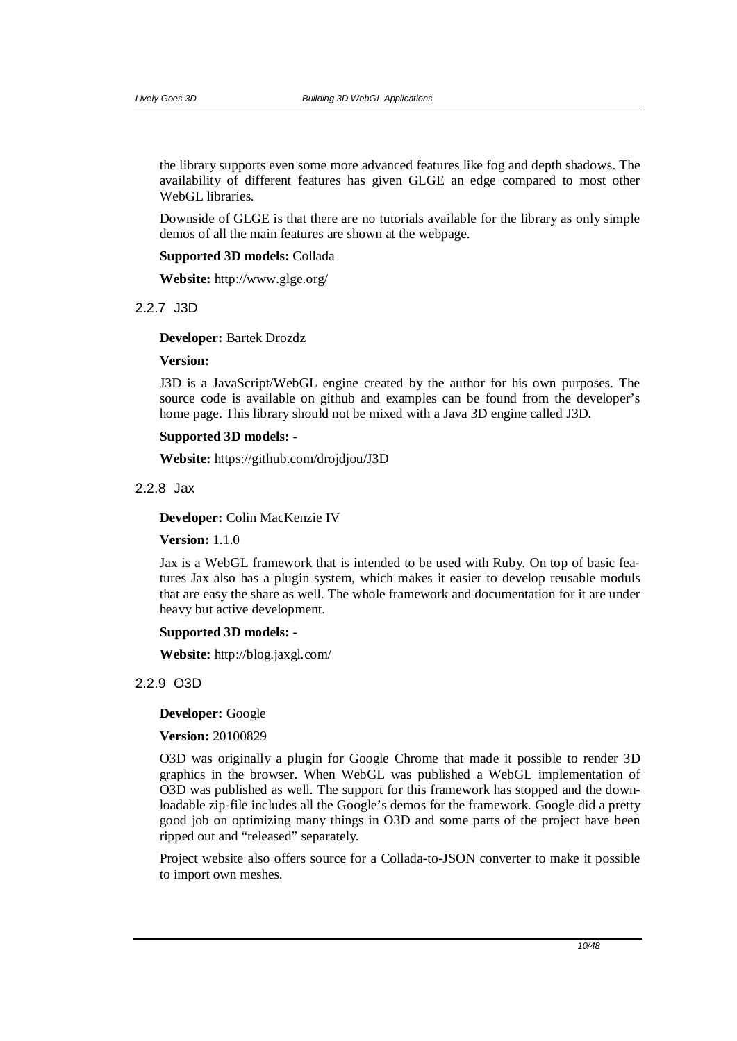the library supports even some more advanced features like fog and depth shadows. The availability of different features has given GLGE an edge compared to most other WebGL libraries.

Downside of GLGE is that there are no tutorials available for the library as only simple demos of all the main features are shown at the webpage.

**Supported 3D models:** Collada

**Website:** http://www.glge.org/

### 2.2.7 J3D

**Developer:** Bartek Drozdz

**Version:**

J3D is a JavaScript/WebGL engine created by the author for his own purposes. The source code is available on github and examples can be found from the developer's home page. This library should not be mixed with a Java 3D engine called J3D.

**Supported 3D models: -**

**Website:** https://github.com/drojdjou/J3D

### 2.2.8 Jax

**Developer:** Colin MacKenzie IV

**Version:** 1.1.0

Jax is a WebGL framework that is intended to be used with Ruby. On top of basic features Jax also has a plugin system, which makes it easier to develop reusable moduls that are easy the share as well. The whole framework and documentation for it are under heavy but active development.

**Supported 3D models: -**

**Website:** http://blog.jaxgl.com/

### 2.2.9 O3D

**Developer:** Google

**Version:** 20100829

O3D was originally a plugin for Google Chrome that made it possible to render 3D graphics in the browser. When WebGL was published a WebGL implementation of O3D was published as well. The support for this framework has stopped and the downloadable zip-file includes all the Google's demos for the framework. Google did a pretty good job on optimizing many things in O3D and some parts of the project have been ripped out and "released" separately.

Project website also offers source for a Collada-to-JSON converter to make it possible to import own meshes.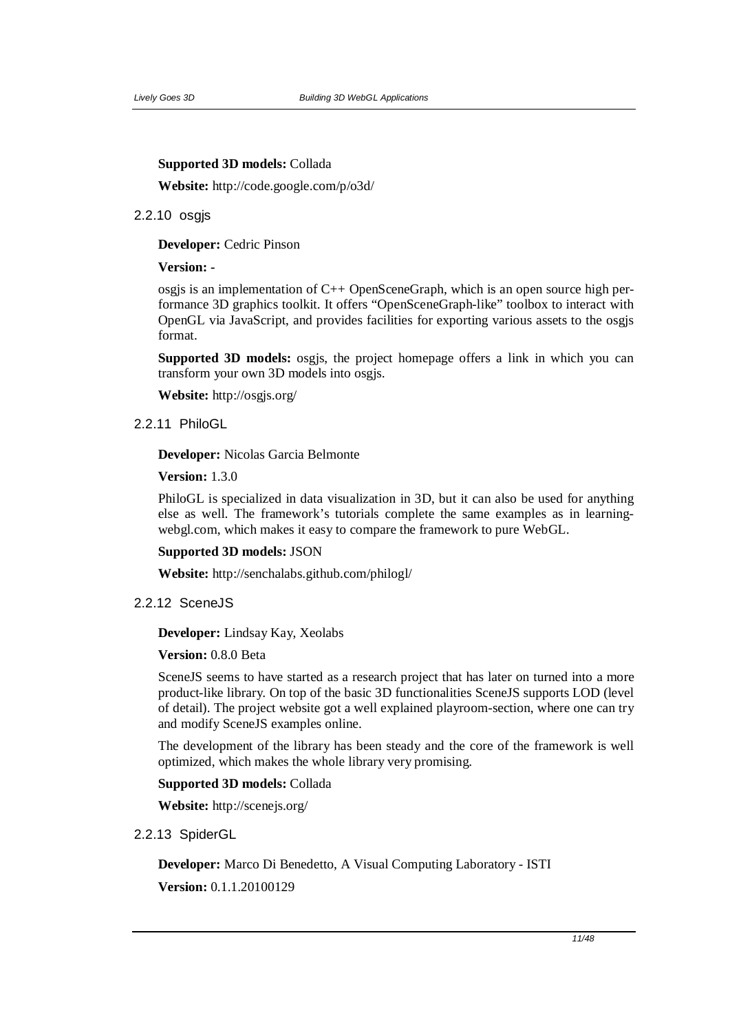**Supported 3D models:** Collada

**Website:** http://code.google.com/p/o3d/

### 2.2.10 osgjs

**Developer:** Cedric Pinson

**Version:** -

osgjs is an implementation of C++ OpenSceneGraph, which is an open source high performance 3D graphics toolkit. It offers "OpenSceneGraph-like" toolbox to interact with OpenGL via JavaScript, and provides facilities for exporting various assets to the osgjs format.

**Supported 3D models:** osgjs, the project homepage offers a link in which you can transform your own 3D models into osgjs.

**Website:** http://osgjs.org/

### 2.2.11 PhiloGL

**Developer:** Nicolas Garcia Belmonte

**Version:** 1.3.0

PhiloGL is specialized in data visualization in 3D, but it can also be used for anything else as well. The framework's tutorials complete the same examples as in learningwebgl.com, which makes it easy to compare the framework to pure WebGL.

**Supported 3D models:** JSON

**Website:** http://senchalabs.github.com/philogl/

### 2.2.12 SceneJS

**Developer:** Lindsay Kay, Xeolabs

**Version:** 0.8.0 Beta

SceneJS seems to have started as a research project that has later on turned into a more product-like library. On top of the basic 3D functionalities SceneJS supports LOD (level of detail). The project website got a well explained playroom-section, where one can try and modify SceneJS examples online.

The development of the library has been steady and the core of the framework is well optimized, which makes the whole library very promising.

**Supported 3D models:** Collada

**Website:** http://scenejs.org/

### 2.2.13 SpiderGL

**Developer:** Marco Di Benedetto, A Visual Computing Laboratory - ISTI

**Version:** 0.1.1.20100129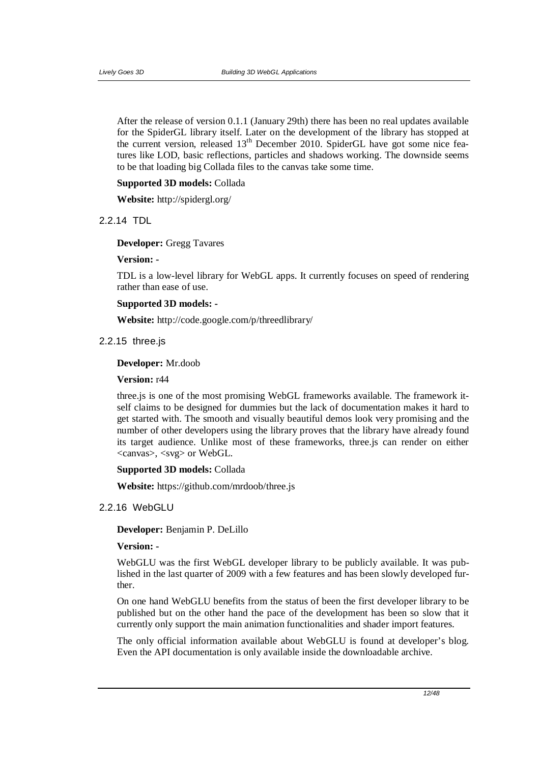After the release of version 0.1.1 (January 29th) there has been no real updates available for the SpiderGL library itself. Later on the development of the library has stopped at the current version, released 13th December 2010. SpiderGL have got some nice features like LOD, basic reflections, particles and shadows working. The downside seems to be that loading big Collada files to the canvas take some time.

**Supported 3D models:** Collada

**Website:** http://spidergl.org/

### 2.2.14 TDL

**Developer:** Gregg Tavares

**Version:** -

TDL is a low-level library for WebGL apps. It currently focuses on speed of rendering rather than ease of use.

**Supported 3D models:** -

**Website:** http://code.google.com/p/threedlibrary/

### 2.2.15 three.js

**Developer:** Mr.doob

**Version:** r44

three.js is one of the most promising WebGL frameworks available. The framework itself claims to be designed for dummies but the lack of documentation makes it hard to get started with. The smooth and visually beautiful demos look very promising and the number of other developers using the library proves that the library have already found its target audience. Unlike most of these frameworks, three.js can render on either <canvas>, <svg> or WebGL.

**Supported 3D models:** Collada

**Website:** https://github.com/mrdoob/three.js

### 2.2.16 WebGLU

**Developer:** Benjamin P. DeLillo

**Version:** -

WebGLU was the first WebGL developer library to be publicly available. It was published in the last quarter of 2009 with a few features and has been slowly developed further.

On one hand WebGLU benefits from the status of been the first developer library to be published but on the other hand the pace of the development has been so slow that it currently only support the main animation functionalities and shader import features.

The only official information available about WebGLU is found at developer's blog. Even the API documentation is only available inside the downloadable archive.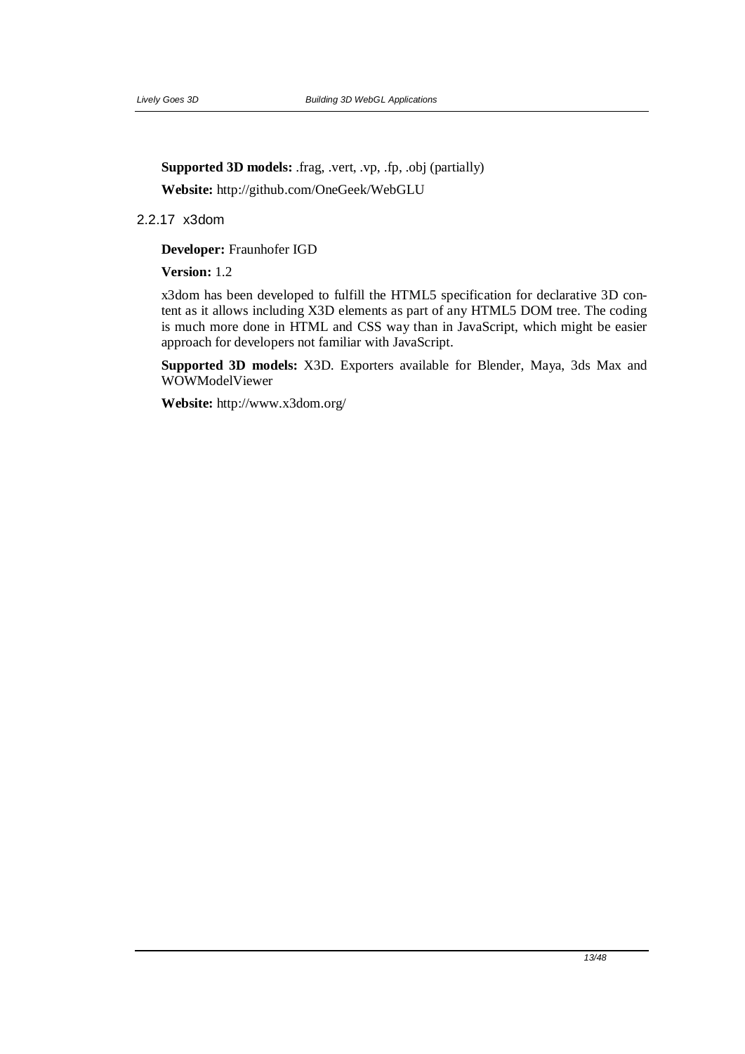**Supported 3D models:** .frag, .vert, .vp, .fp, .obj (partially)

**Website:** http://github.com/OneGeek/WebGLU

### 2.2.17 x3dom

**Developer:** Fraunhofer IGD

**Version:** 1.2

x3dom has been developed to fulfill the HTML5 specification for declarative 3D content as it allows including X3D elements as part of any HTML5 DOM tree. The coding is much more done in HTML and CSS way than in JavaScript, which might be easier approach for developers not familiar with JavaScript.

**Supported 3D models:** X3D. Exporters available for Blender, Maya, 3ds Max and WOWModelViewer

**Website:** http://www.x3dom.org/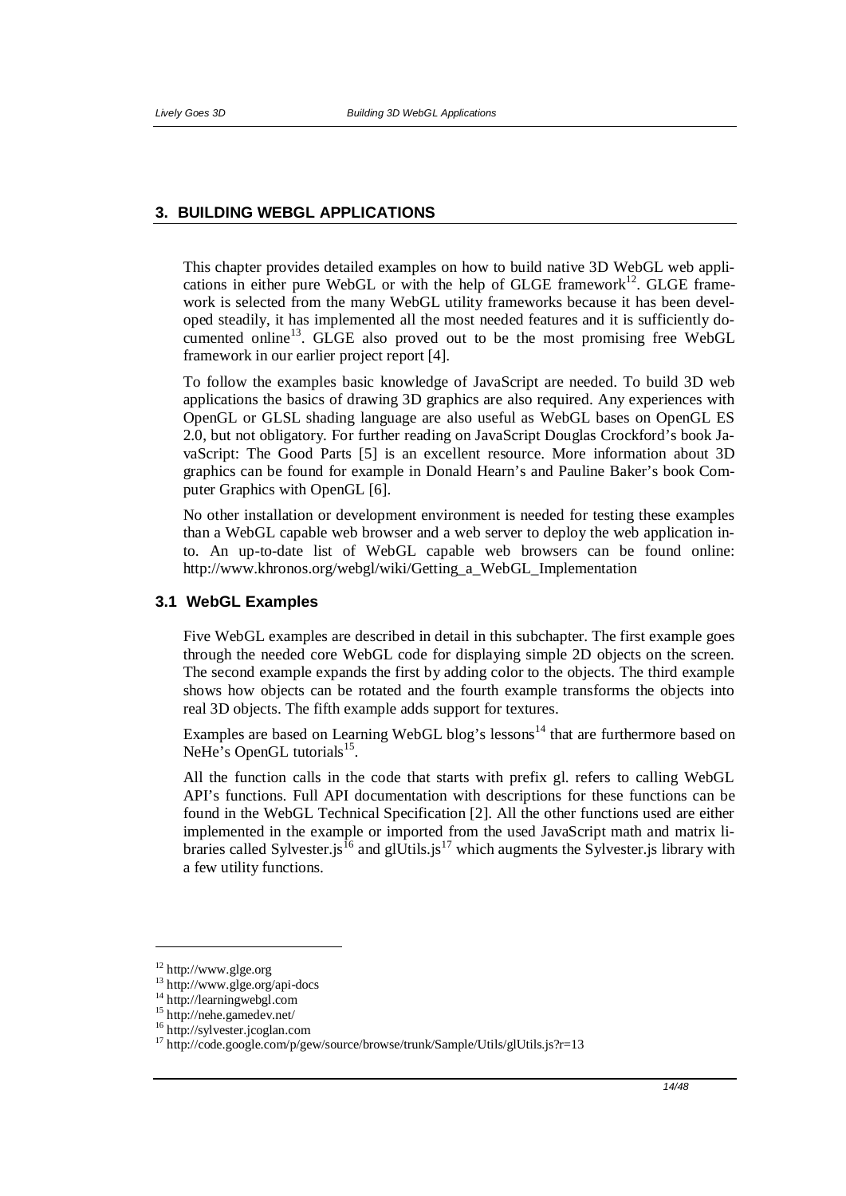# 3. BUILDING WEBGL APPLICATIONS

This chapter provides detailed examples on how to build native 3D WebGL web applications in either pure WebGL or with the help of GLGE framework[12]. GLGE framework is selected from the many WebGL utility frameworks because it has been developed steadily, it has implemented all the most needed features and it is sufficiently documented online[13]. GLGE also proved out to be the most promising free WebGL framework in our earlier project report [4].

To follow the examples basic knowledge of JavaScript are needed. To build 3D web applications the basics of drawing 3D graphics are also required. Any experiences with OpenGL or GLSL shading language are also useful as WebGL bases on OpenGL ES 2.0, but not obligatory. For further reading on JavaScript Douglas Crockford's book JavaScript: The Good Parts [5] is an excellent resource. More information about 3D graphics can be found for example in Donald Hearn's and Pauline Baker's book Computer Graphics with OpenGL [6].

No other installation or development environment is needed for testing these examples than a WebGL capable web browser and a web server to deploy the web application into. An up-to-date list of WebGL capable web browsers can be found online: http://www.khronos.org/webgl/wiki/Getting_a_WebGL_Implementation

## 3.1 WebGL Examples

Five WebGL examples are described in detail in this subchapter. The first example goes through the needed core WebGL code for displaying simple 2D objects on the screen. The second example expands the first by adding color to the objects. The third example shows how objects can be rotated and the fourth example transforms the objects into real 3D objects. The fifth example adds support for textures.

Examples are based on Learning WebGL blog's lessons[14] that are furthermore based on NeHe's OpenGL tutorials[15].

All the function calls in the code that starts with prefix gl. refers to calling WebGL API's functions. Full API documentation with descriptions for these functions can be found in the WebGL Technical Specification [2]. All the other functions used are either implemented in the example or imported from the used JavaScript math and matrix libraries called Sylvester.js[16] and glUtils.js[17] which augments the Sylvester.js library with a few utility functions.

---

[12] http://www.glge.org
[13] http://www.glge.org/api-docs
[14] http://learningwebgl.com
[15] http://nehe.gamedev.net/
[16] http://sylvester.jcoglan.com
[17] http://code.google.com/p/gew/source/browse/trunk/Sample/Utils/glUtils.js?r=13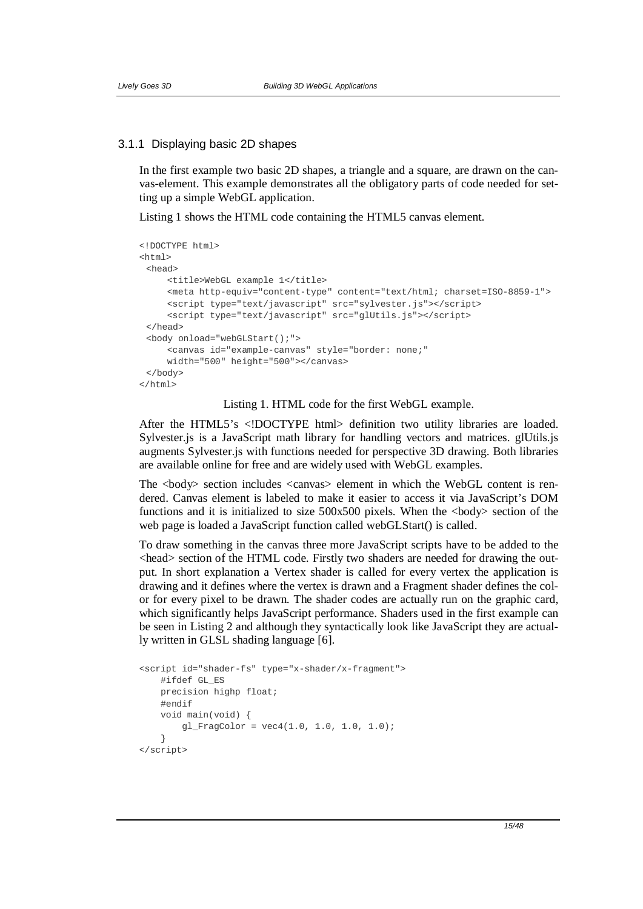### 3.1.1 Displaying basic 2D shapes

In the first example two basic 2D shapes, a triangle and a square, are drawn on the canvas-element. This example demonstrates all the obligatory parts of code needed for setting up a simple WebGL application.

Listing 1 shows the HTML code containing the HTML5 canvas element.

```
<!DOCTYPE html>
<html>
 <head>
     <title>WebGL example 1</title>
     <meta http-equiv="content-type" content="text/html; charset=ISO-8859-1">
     <script type="text/javascript" src="sylvester.js"></script>
     <script type="text/javascript" src="glUtils.js"></script>
 </head>
 <body onload="webGLStart();">
     <canvas id="example-canvas" style="border: none;"
     width="500" height="500"></canvas>
 </body>
</html>
```

Listing 1. HTML code for the first WebGL example.

After the HTML5's <!DOCTYPE html> definition two utility libraries are loaded. Sylvester.js is a JavaScript math library for handling vectors and matrices. glUtils.js augments Sylvester.js with functions needed for perspective 3D drawing. Both libraries are available online for free and are widely used with WebGL examples.

The <body> section includes <canvas> element in which the WebGL content is rendered. Canvas element is labeled to make it easier to access it via JavaScript's DOM functions and it is initialized to size 500x500 pixels. When the <body> section of the web page is loaded a JavaScript function called webGLStart() is called.

To draw something in the canvas three more JavaScript scripts have to be added to the <head> section of the HTML code. Firstly two shaders are needed for drawing the output. In short explanation a Vertex shader is called for every vertex the application is drawing and it defines where the vertex is drawn and a Fragment shader defines the color for every pixel to be drawn. The shader codes are actually run on the graphic card, which significantly helps JavaScript performance. Shaders used in the first example can be seen in Listing 2 and although they syntactically look like JavaScript they are actually written in GLSL shading language [6].

```
<script id="shader-fs" type="x-shader/x-fragment">
    #ifdef GL_ES
    precision highp float;
    #endif
    void main(void) {
        gl_FragColor = vec4(1.0, 1.0, 1.0, 1.0);
    }
</script>
```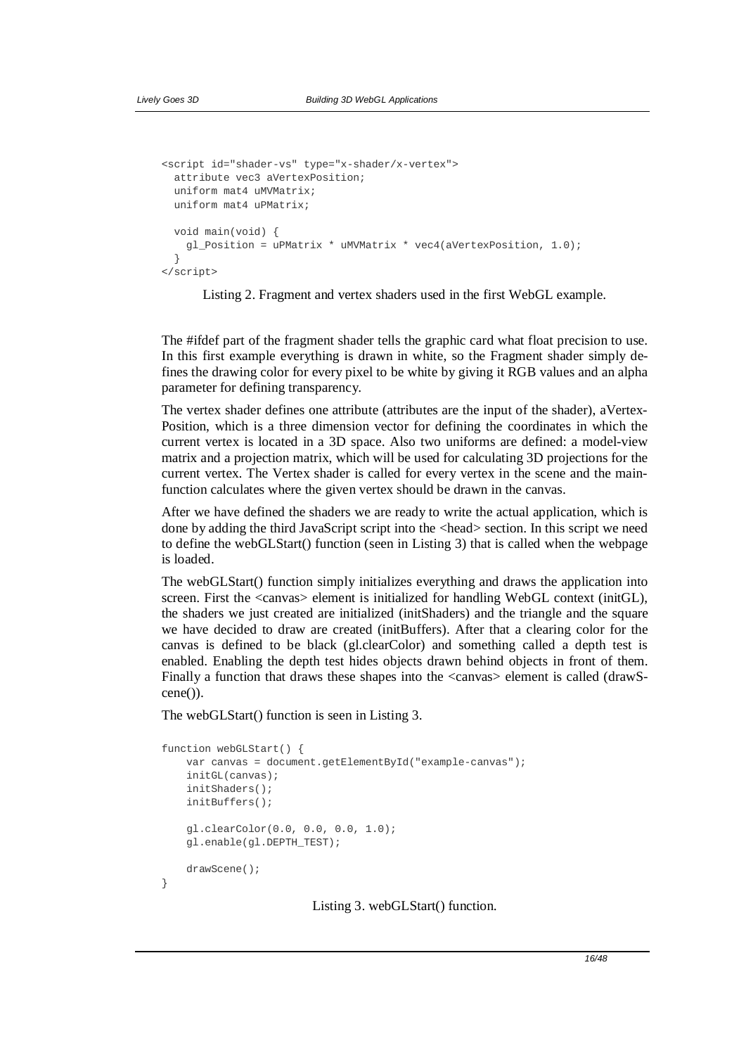```
<script id="shader-vs" type="x-shader/x-vertex">
  attribute vec3 aVertexPosition;
  uniform mat4 uMVMatrix;
  uniform mat4 uPMatrix;

  void main(void) {
    gl_Position = uPMatrix * uMVMatrix * vec4(aVertexPosition, 1.0);
  }
</script>
```

Listing 2. Fragment and vertex shaders used in the first WebGL example.

The #ifdef part of the fragment shader tells the graphic card what float precision to use. In this first example everything is drawn in white, so the Fragment shader simply defines the drawing color for every pixel to be white by giving it RGB values and an alpha parameter for defining transparency.

The vertex shader defines one attribute (attributes are the input of the shader), aVertexPosition, which is a three dimension vector for defining the coordinates in which the current vertex is located in a 3D space. Also two uniforms are defined: a model-view matrix and a projection matrix, which will be used for calculating 3D projections for the current vertex. The Vertex shader is called for every vertex in the scene and the main-function calculates where the given vertex should be drawn in the canvas.

After we have defined the shaders we are ready to write the actual application, which is done by adding the third JavaScript script into the <head> section. In this script we need to define the webGLStart() function (seen in Listing 3) that is called when the webpage is loaded.

The webGLStart() function simply initializes everything and draws the application into screen. First the <canvas> element is initialized for handling WebGL context (initGL), the shaders we just created are initialized (initShaders) and the triangle and the square we have decided to draw are created (initBuffers). After that a clearing color for the canvas is defined to be black (gl.clearColor) and something called a depth test is enabled. Enabling the depth test hides objects drawn behind objects in front of them. Finally a function that draws these shapes into the <canvas> element is called (drawScene()).

The webGLStart() function is seen in Listing 3.

```
function webGLStart() {
    var canvas = document.getElementById("example-canvas");
    initGL(canvas);
    initShaders();
    initBuffers();

    gl.clearColor(0.0, 0.0, 0.0, 1.0);
    gl.enable(gl.DEPTH_TEST);

    drawScene();
}
```

Listing 3. webGLStart() function.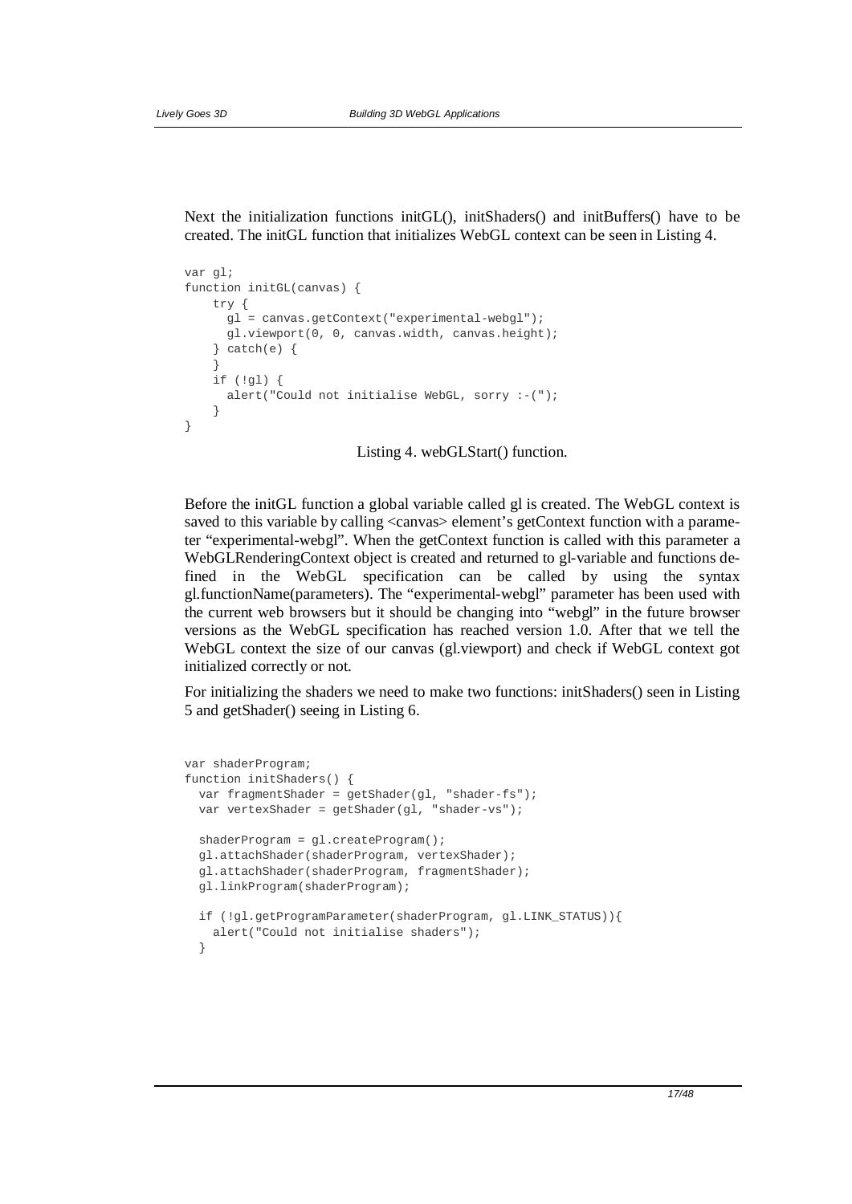Next the initialization functions initGL(), initShaders() and initBuffers() have to be created. The initGL function that initializes WebGL context can be seen in Listing 4.

```
var gl;
function initGL(canvas) {
    try {
      gl = canvas.getContext("experimental-webgl");
      gl.viewport(0, 0, canvas.width, canvas.height);
    } catch(e) {
    }
    if (!gl) {
      alert("Could not initialise WebGL, sorry :-(");
    }
}
```

Listing 4. webGLStart() function.

Before the initGL function a global variable called gl is created. The WebGL context is saved to this variable by calling <canvas> element's getContext function with a parameter "experimental-webgl". When the getContext function is called with this parameter a WebGLRenderingContext object is created and returned to gl-variable and functions defined in the WebGL specification can be called by using the syntax gl.functionName(parameters). The "experimental-webgl" parameter has been used with the current web browsers but it should be changing into "webgl" in the future browser versions as the WebGL specification has reached version 1.0. After that we tell the WebGL context the size of our canvas (gl.viewport) and check if WebGL context got initialized correctly or not.

For initializing the shaders we need to make two functions: initShaders() seen in Listing 5 and getShader() seeing in Listing 6.

```
var shaderProgram;
function initShaders() {
  var fragmentShader = getShader(gl, "shader-fs");
  var vertexShader = getShader(gl, "shader-vs");

  shaderProgram = gl.createProgram();
  gl.attachShader(shaderProgram, vertexShader);
  gl.attachShader(shaderProgram, fragmentShader);
  gl.linkProgram(shaderProgram);

  if (!gl.getProgramParameter(shaderProgram, gl.LINK_STATUS)){
    alert("Could not initialise shaders");
  }
```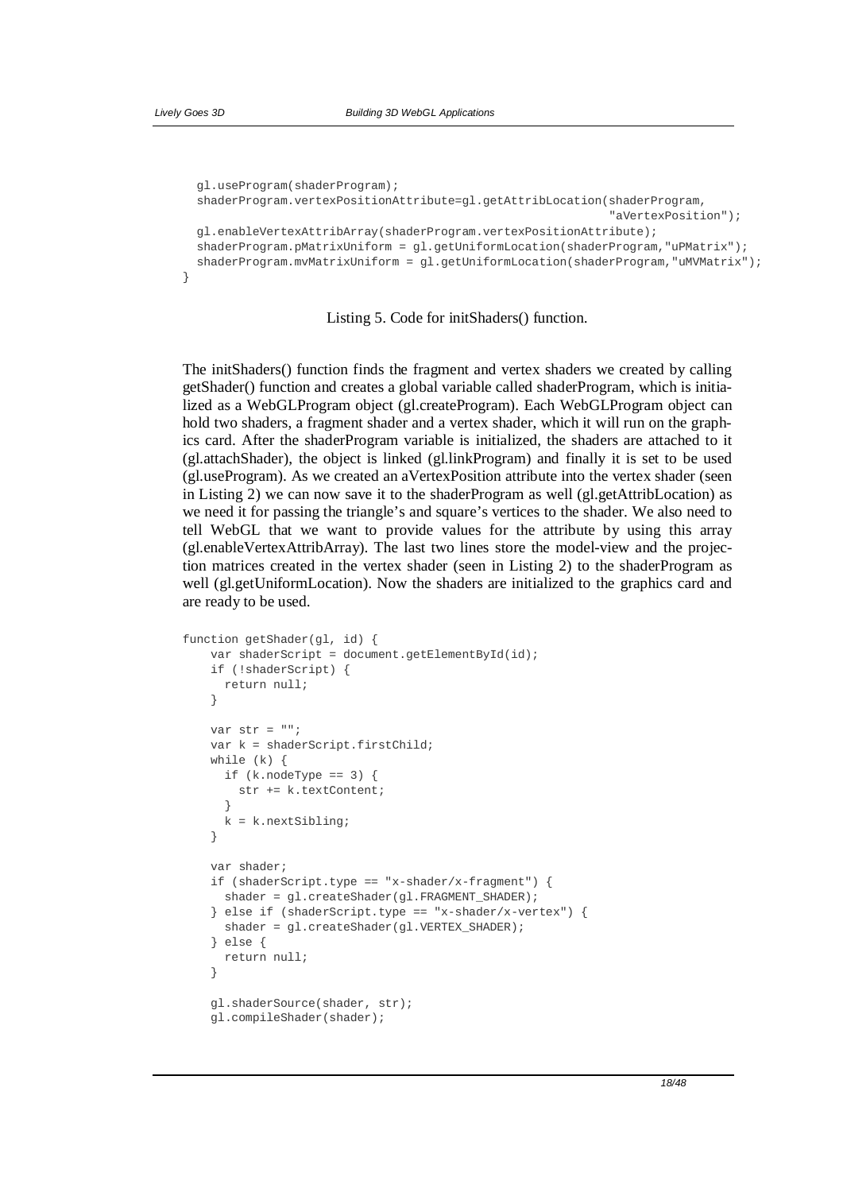```
  gl.useProgram(shaderProgram);
  shaderProgram.vertexPositionAttribute=gl.getAttribLocation(shaderProgram,
                                                              "aVertexPosition");
  gl.enableVertexAttribArray(shaderProgram.vertexPositionAttribute);
  shaderProgram.pMatrixUniform = gl.getUniformLocation(shaderProgram,"uPMatrix");
  shaderProgram.mvMatrixUniform = gl.getUniformLocation(shaderProgram,"uMVMatrix");
}
```

Listing 5. Code for initShaders() function.

The initShaders() function finds the fragment and vertex shaders we created by calling getShader() function and creates a global variable called shaderProgram, which is initialized as a WebGLProgram object (gl.createProgram). Each WebGLProgram object can hold two shaders, a fragment shader and a vertex shader, which it will run on the graphics card. After the shaderProgram variable is initialized, the shaders are attached to it (gl.attachShader), the object is linked (gl.linkProgram) and finally it is set to be used (gl.useProgram). As we created an aVertexPosition attribute into the vertex shader (seen in Listing 2) we can now save it to the shaderProgram as well (gl.getAttribLocation) as we need it for passing the triangle's and square's vertices to the shader. We also need to tell WebGL that we want to provide values for the attribute by using this array (gl.enableVertexAttribArray). The last two lines store the model-view and the projection matrices created in the vertex shader (seen in Listing 2) to the shaderProgram as well (gl.getUniformLocation). Now the shaders are initialized to the graphics card and are ready to be used.

```
function getShader(gl, id) {
    var shaderScript = document.getElementById(id);
    if (!shaderScript) {
      return null;
    }

    var str = "";
    var k = shaderScript.firstChild;
    while (k) {
      if (k.nodeType == 3) {
        str += k.textContent;
      }
      k = k.nextSibling;
    }

    var shader;
    if (shaderScript.type == "x-shader/x-fragment") {
      shader = gl.createShader(gl.FRAGMENT_SHADER);
    } else if (shaderScript.type == "x-shader/x-vertex") {
      shader = gl.createShader(gl.VERTEX_SHADER);
    } else {
      return null;
    }

    gl.shaderSource(shader, str);
    gl.compileShader(shader);
```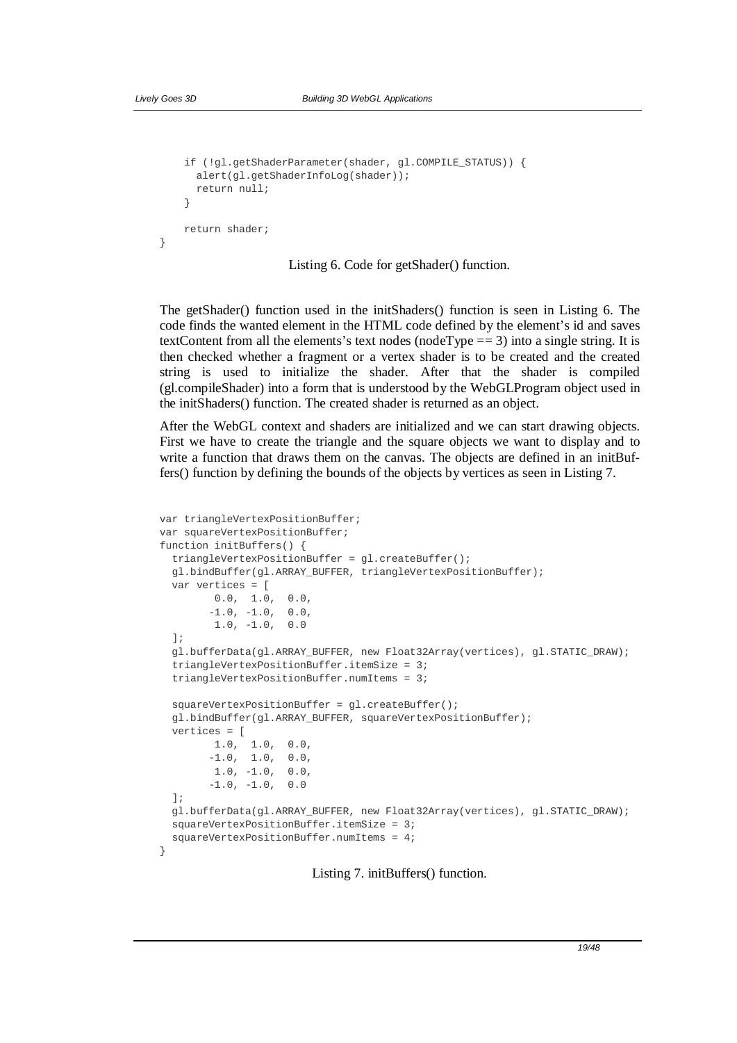```
    if (!gl.getShaderParameter(shader, gl.COMPILE_STATUS)) {
      alert(gl.getShaderInfoLog(shader));
      return null;
    }

    return shader;
}
```

Listing 6. Code for getShader() function.

The getShader() function used in the initShaders() function is seen in Listing 6. The code finds the wanted element in the HTML code defined by the element's id and saves textContent from all the elements's text nodes (nodeType == 3) into a single string. It is then checked whether a fragment or a vertex shader is to be created and the created string is used to initialize the shader. After that the shader is compiled (gl.compileShader) into a form that is understood by the WebGLProgram object used in the initShaders() function. The created shader is returned as an object.

After the WebGL context and shaders are initialized and we can start drawing objects. First we have to create the triangle and the square objects we want to display and to write a function that draws them on the canvas. The objects are defined in an initBuffers() function by defining the bounds of the objects by vertices as seen in Listing 7.

```
var triangleVertexPositionBuffer;
var squareVertexPositionBuffer;
function initBuffers() {
  triangleVertexPositionBuffer = gl.createBuffer();
  gl.bindBuffer(gl.ARRAY_BUFFER, triangleVertexPositionBuffer);
  var vertices = [
        0.0,  1.0,  0.0,
       -1.0, -1.0,  0.0,
        1.0, -1.0,  0.0
  ];
  gl.bufferData(gl.ARRAY_BUFFER, new Float32Array(vertices), gl.STATIC_DRAW);
  triangleVertexPositionBuffer.itemSize = 3;
  triangleVertexPositionBuffer.numItems = 3;

  squareVertexPositionBuffer = gl.createBuffer();
  gl.bindBuffer(gl.ARRAY_BUFFER, squareVertexPositionBuffer);
  vertices = [
        1.0,  1.0,  0.0,
       -1.0,  1.0,  0.0,
        1.0, -1.0,  0.0,
       -1.0, -1.0,  0.0
  ];
  gl.bufferData(gl.ARRAY_BUFFER, new Float32Array(vertices), gl.STATIC_DRAW);
  squareVertexPositionBuffer.itemSize = 3;
  squareVertexPositionBuffer.numItems = 4;
}
```

Listing 7. initBuffers() function.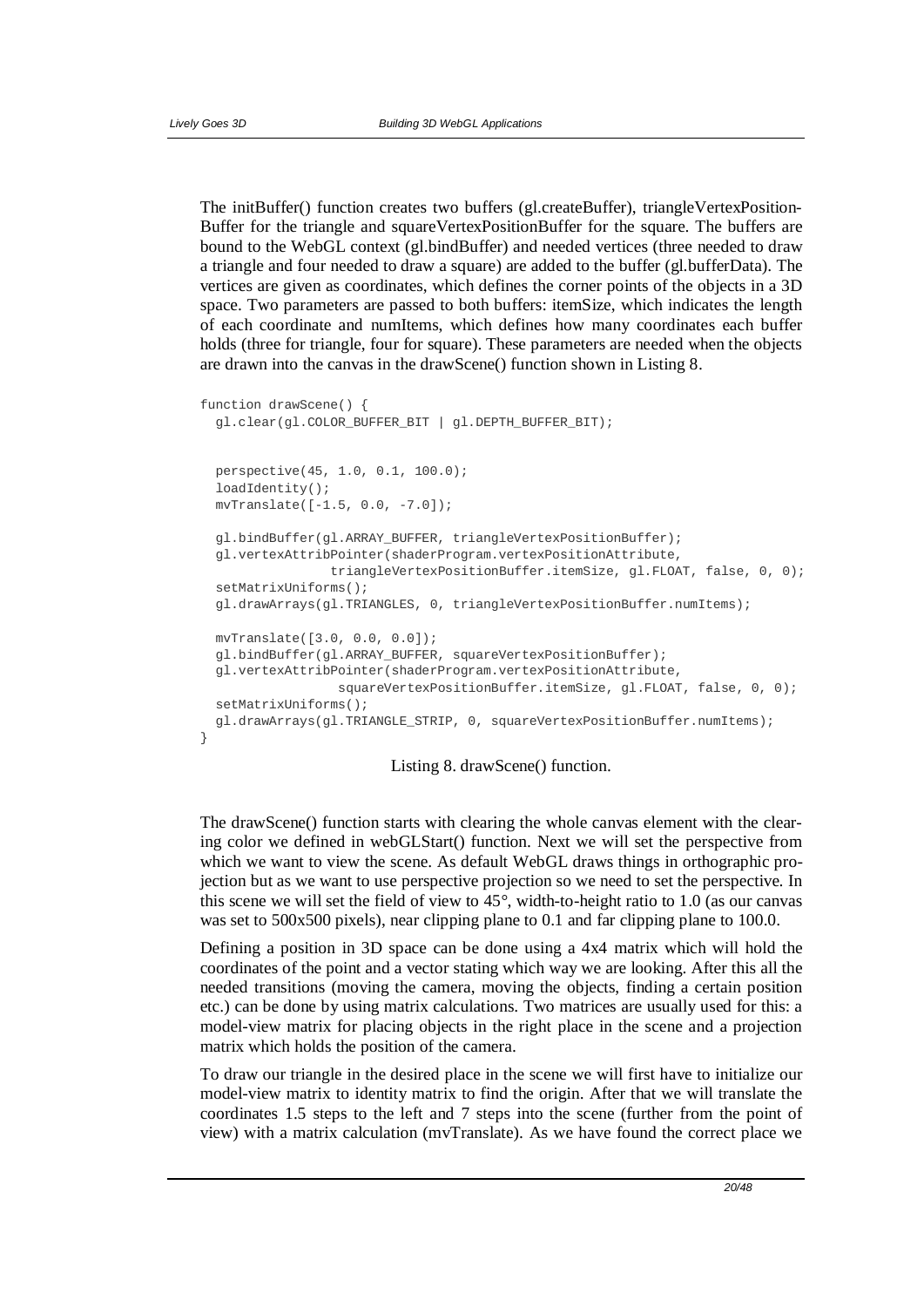The initBuffer() function creates two buffers (gl.createBuffer), triangleVertexPositionBuffer for the triangle and squareVertexPositionBuffer for the square. The buffers are bound to the WebGL context (gl.bindBuffer) and needed vertices (three needed to draw a triangle and four needed to draw a square) are added to the buffer (gl.bufferData). The vertices are given as coordinates, which defines the corner points of the objects in a 3D space. Two parameters are passed to both buffers: itemSize, which indicates the length of each coordinate and numItems, which defines how many coordinates each buffer holds (three for triangle, four for square). These parameters are needed when the objects are drawn into the canvas in the drawScene() function shown in Listing 8.

```
function drawScene() {
  gl.clear(gl.COLOR_BUFFER_BIT | gl.DEPTH_BUFFER_BIT);


  perspective(45, 1.0, 0.1, 100.0);
  loadIdentity();
  mvTranslate([-1.5, 0.0, -7.0]);

  gl.bindBuffer(gl.ARRAY_BUFFER, triangleVertexPositionBuffer);
  gl.vertexAttribPointer(shaderProgram.vertexPositionAttribute,
                triangleVertexPositionBuffer.itemSize, gl.FLOAT, false, 0, 0);
  setMatrixUniforms();
  gl.drawArrays(gl.TRIANGLES, 0, triangleVertexPositionBuffer.numItems);

  mvTranslate([3.0, 0.0, 0.0]);
  gl.bindBuffer(gl.ARRAY_BUFFER, squareVertexPositionBuffer);
  gl.vertexAttribPointer(shaderProgram.vertexPositionAttribute,
                 squareVertexPositionBuffer.itemSize, gl.FLOAT, false, 0, 0);
  setMatrixUniforms();
  gl.drawArrays(gl.TRIANGLE_STRIP, 0, squareVertexPositionBuffer.numItems);
}
```

Listing 8. drawScene() function.

The drawScene() function starts with clearing the whole canvas element with the clearing color we defined in webGLStart() function. Next we will set the perspective from which we want to view the scene. As default WebGL draws things in orthographic projection but as we want to use perspective projection so we need to set the perspective. In this scene we will set the field of view to 45°, width-to-height ratio to 1.0 (as our canvas was set to 500x500 pixels), near clipping plane to 0.1 and far clipping plane to 100.0.

Defining a position in 3D space can be done using a 4x4 matrix which will hold the coordinates of the point and a vector stating which way we are looking. After this all the needed transitions (moving the camera, moving the objects, finding a certain position etc.) can be done by using matrix calculations. Two matrices are usually used for this: a model-view matrix for placing objects in the right place in the scene and a projection matrix which holds the position of the camera.

To draw our triangle in the desired place in the scene we will first have to initialize our model-view matrix to identity matrix to find the origin. After that we will translate the coordinates 1.5 steps to the left and 7 steps into the scene (further from the point of view) with a matrix calculation (mvTranslate). As we have found the correct place we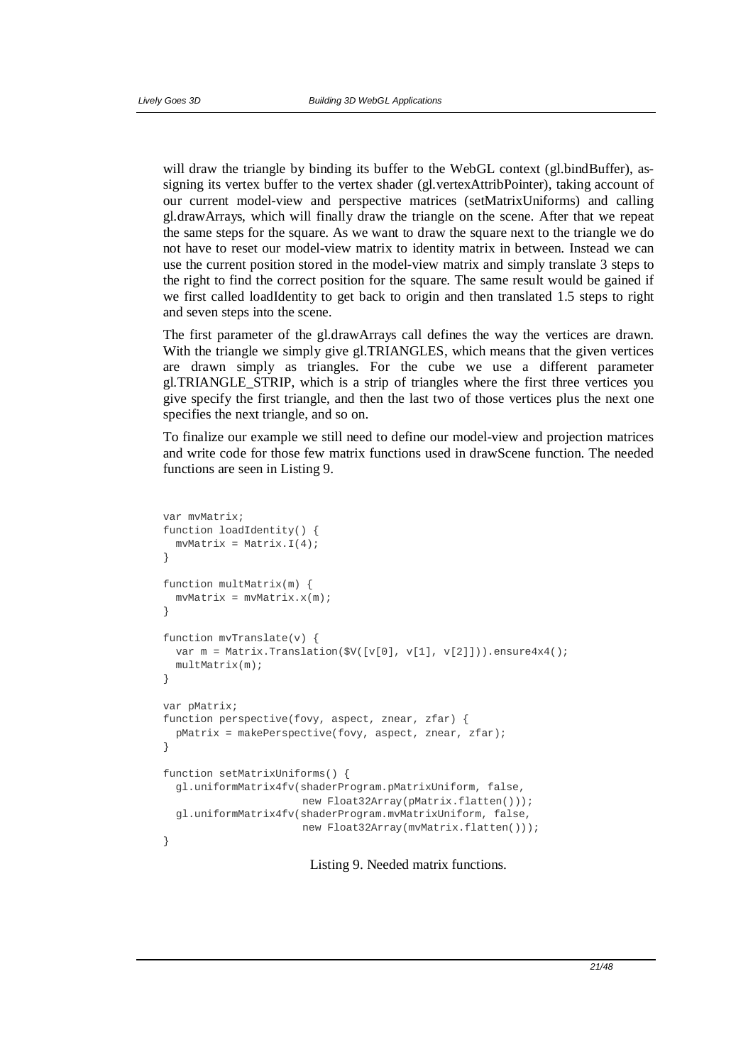will draw the triangle by binding its buffer to the WebGL context (gl.bindBuffer), assigning its vertex buffer to the vertex shader (gl.vertexAttribPointer), taking account of our current model-view and perspective matrices (setMatrixUniforms) and calling gl.drawArrays, which will finally draw the triangle on the scene. After that we repeat the same steps for the square. As we want to draw the square next to the triangle we do not have to reset our model-view matrix to identity matrix in between. Instead we can use the current position stored in the model-view matrix and simply translate 3 steps to the right to find the correct position for the square. The same result would be gained if we first called loadIdentity to get back to origin and then translated 1.5 steps to right and seven steps into the scene.

The first parameter of the gl.drawArrays call defines the way the vertices are drawn. With the triangle we simply give gl.TRIANGLES, which means that the given vertices are drawn simply as triangles. For the cube we use a different parameter gl.TRIANGLE_STRIP, which is a strip of triangles where the first three vertices you give specify the first triangle, and then the last two of those vertices plus the next one specifies the next triangle, and so on.

To finalize our example we still need to define our model-view and projection matrices and write code for those few matrix functions used in drawScene function. The needed functions are seen in Listing 9.

```
var mvMatrix;
function loadIdentity() {
  mvMatrix = Matrix.I(4);
}

function multMatrix(m) {
  mvMatrix = mvMatrix.x(m);
}

function mvTranslate(v) {
  var m = Matrix.Translation($V([v[0], v[1], v[2]])).ensure4x4();
  multMatrix(m);
}

var pMatrix;
function perspective(fovy, aspect, znear, zfar) {
  pMatrix = makePerspective(fovy, aspect, znear, zfar);
}

function setMatrixUniforms() {
  gl.uniformMatrix4fv(shaderProgram.pMatrixUniform, false,
                      new Float32Array(pMatrix.flatten()));
  gl.uniformMatrix4fv(shaderProgram.mvMatrixUniform, false,
                      new Float32Array(mvMatrix.flatten()));
}
```

Listing 9. Needed matrix functions.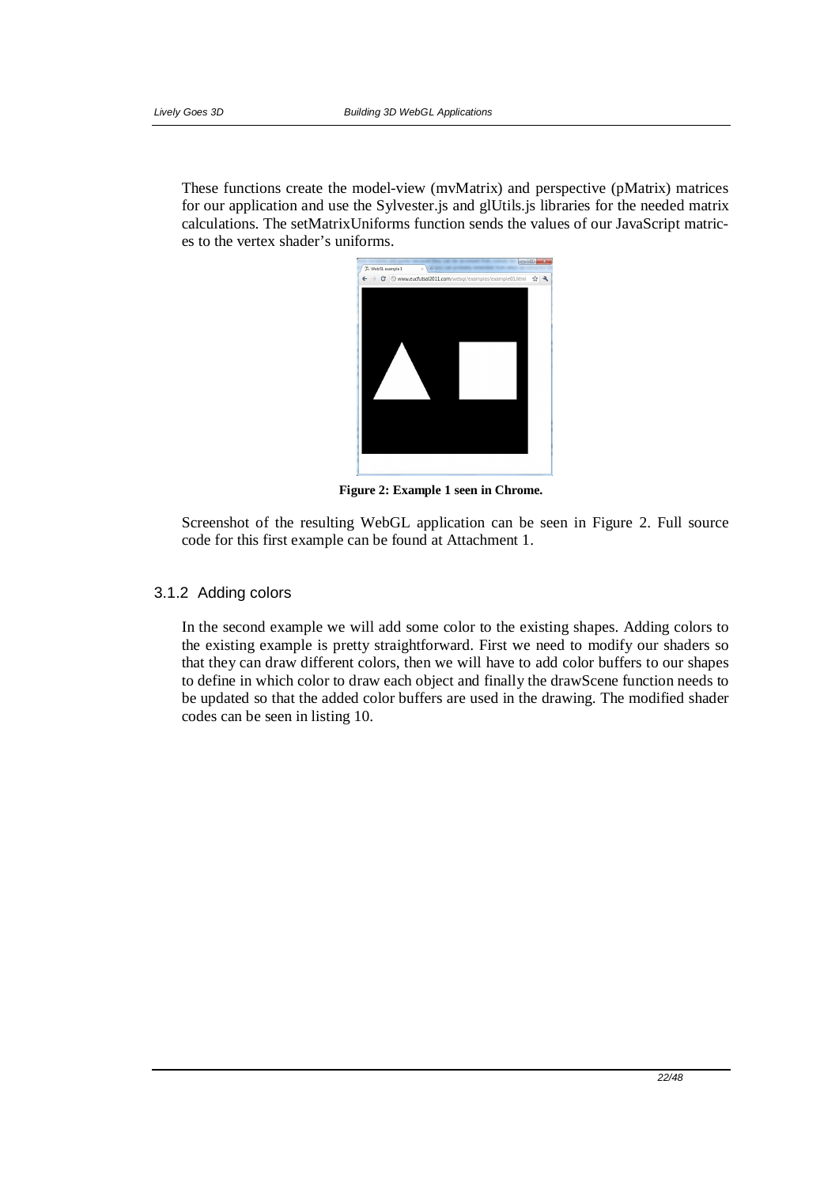These functions create the model-view (mvMatrix) and perspective (pMatrix) matrices for our application and use the Sylvester.js and glUtils.js libraries for the needed matrix calculations. The setMatrixUniforms function sends the values of our JavaScript matrices to the vertex shader's uniforms.

**Figure 2: Example 1 seen in Chrome.**

Screenshot of the resulting WebGL application can be seen in Figure 2. Full source code for this first example can be found at Attachment 1.

### 3.1.2 Adding colors

In the second example we will add some color to the existing shapes. Adding colors to the existing example is pretty straightforward. First we need to modify our shaders so that they can draw different colors, then we will have to add color buffers to our shapes to define in which color to draw each object and finally the drawScene function needs to be updated so that the added color buffers are used in the drawing. The modified shader codes can be seen in listing 10.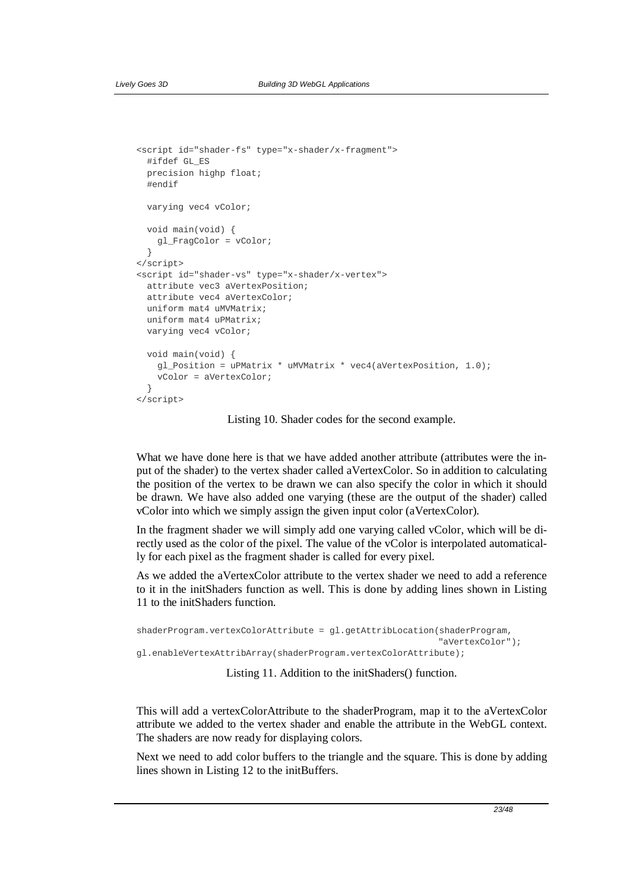```
<script id="shader-fs" type="x-shader/x-fragment">
  #ifdef GL_ES
  precision highp float;
  #endif

  varying vec4 vColor;

  void main(void) {
    gl_FragColor = vColor;
  }
</script>
<script id="shader-vs" type="x-shader/x-vertex">
  attribute vec3 aVertexPosition;
  attribute vec4 aVertexColor;
  uniform mat4 uMVMatrix;
  uniform mat4 uPMatrix;
  varying vec4 vColor;

  void main(void) {
    gl_Position = uPMatrix * uMVMatrix * vec4(aVertexPosition, 1.0);
    vColor = aVertexColor;
  }
</script>
```

Listing 10. Shader codes for the second example.

What we have done here is that we have added another attribute (attributes were the input of the shader) to the vertex shader called aVertexColor. So in addition to calculating the position of the vertex to be drawn we can also specify the color in which it should be drawn. We have also added one varying (these are the output of the shader) called vColor into which we simply assign the given input color (aVertexColor).

In the fragment shader we will simply add one varying called vColor, which will be directly used as the color of the pixel. The value of the vColor is interpolated automatically for each pixel as the fragment shader is called for every pixel.

As we added the aVertexColor attribute to the vertex shader we need to add a reference to it in the initShaders function as well. This is done by adding lines shown in Listing 11 to the initShaders function.

```
shaderProgram.vertexColorAttribute = gl.getAttribLocation(shaderProgram,
                                                          "aVertexColor");
gl.enableVertexAttribArray(shaderProgram.vertexColorAttribute);
```

Listing 11. Addition to the initShaders() function.

This will add a vertexColorAttribute to the shaderProgram, map it to the aVertexColor attribute we added to the vertex shader and enable the attribute in the WebGL context. The shaders are now ready for displaying colors.

Next we need to add color buffers to the triangle and the square. This is done by adding lines shown in Listing 12 to the initBuffers.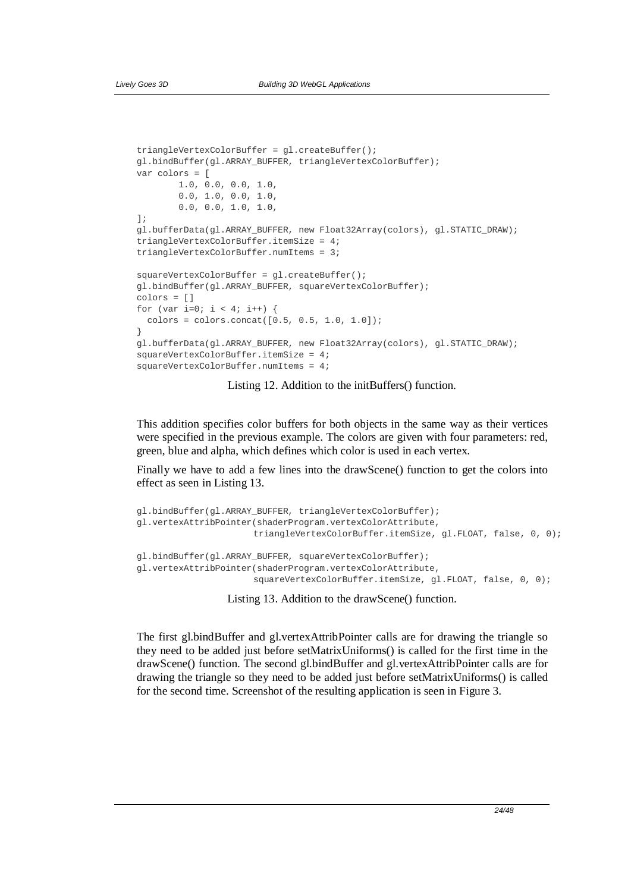```
triangleVertexColorBuffer = gl.createBuffer();
gl.bindBuffer(gl.ARRAY_BUFFER, triangleVertexColorBuffer);
var colors = [
        1.0, 0.0, 0.0, 1.0,
        0.0, 1.0, 0.0, 1.0,
        0.0, 0.0, 1.0, 1.0,
];
gl.bufferData(gl.ARRAY_BUFFER, new Float32Array(colors), gl.STATIC_DRAW);
triangleVertexColorBuffer.itemSize = 4;
triangleVertexColorBuffer.numItems = 3;

squareVertexColorBuffer = gl.createBuffer();
gl.bindBuffer(gl.ARRAY_BUFFER, squareVertexColorBuffer);
colors = []
for (var i=0; i < 4; i++) {
  colors = colors.concat([0.5, 0.5, 1.0, 1.0]);
}
gl.bufferData(gl.ARRAY_BUFFER, new Float32Array(colors), gl.STATIC_DRAW);
squareVertexColorBuffer.itemSize = 4;
squareVertexColorBuffer.numItems = 4;
```

Listing 12. Addition to the initBuffers() function.

This addition specifies color buffers for both objects in the same way as their vertices were specified in the previous example. The colors are given with four parameters: red, green, blue and alpha, which defines which color is used in each vertex.

Finally we have to add a few lines into the drawScene() function to get the colors into effect as seen in Listing 13.

```
gl.bindBuffer(gl.ARRAY_BUFFER, triangleVertexColorBuffer);
gl.vertexAttribPointer(shaderProgram.vertexColorAttribute,
                     triangleVertexColorBuffer.itemSize, gl.FLOAT, false, 0, 0);

gl.bindBuffer(gl.ARRAY_BUFFER, squareVertexColorBuffer);
gl.vertexAttribPointer(shaderProgram.vertexColorAttribute,
                     squareVertexColorBuffer.itemSize, gl.FLOAT, false, 0, 0);
```

Listing 13. Addition to the drawScene() function.

The first gl.bindBuffer and gl.vertexAttribPointer calls are for drawing the triangle so they need to be added just before setMatrixUniforms() is called for the first time in the drawScene() function. The second gl.bindBuffer and gl.vertexAttribPointer calls are for drawing the triangle so they need to be added just before setMatrixUniforms() is called for the second time. Screenshot of the resulting application is seen in Figure 3.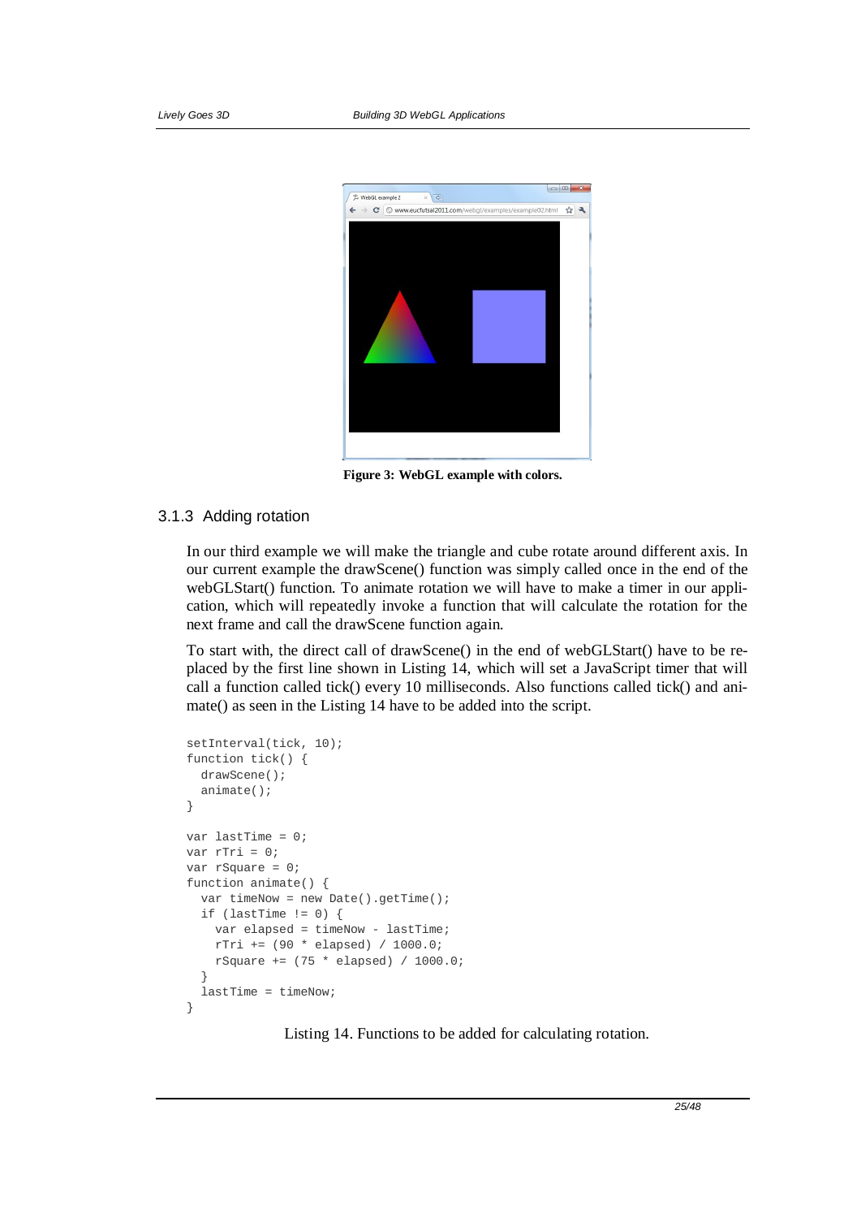**Figure 3: WebGL example with colors.**

### 3.1.3 Adding rotation

In our third example we will make the triangle and cube rotate around different axis. In our current example the drawScene() function was simply called once in the end of the webGLStart() function. To animate rotation we will have to make a timer in our application, which will repeatedly invoke a function that will calculate the rotation for the next frame and call the drawScene function again.

To start with, the direct call of drawScene() in the end of webGLStart() have to be replaced by the first line shown in Listing 14, which will set a JavaScript timer that will call a function called tick() every 10 milliseconds. Also functions called tick() and animate() as seen in the Listing 14 have to be added into the script.

```
setInterval(tick, 10);
function tick() {
  drawScene();
  animate();
}

var lastTime = 0;
var rTri = 0;
var rSquare = 0;
function animate() {
  var timeNow = new Date().getTime();
  if (lastTime != 0) {
    var elapsed = timeNow - lastTime;
    rTri += (90 * elapsed) / 1000.0;
    rSquare += (75 * elapsed) / 1000.0;
  }
  lastTime = timeNow;
}
```

Listing 14. Functions to be added for calculating rotation.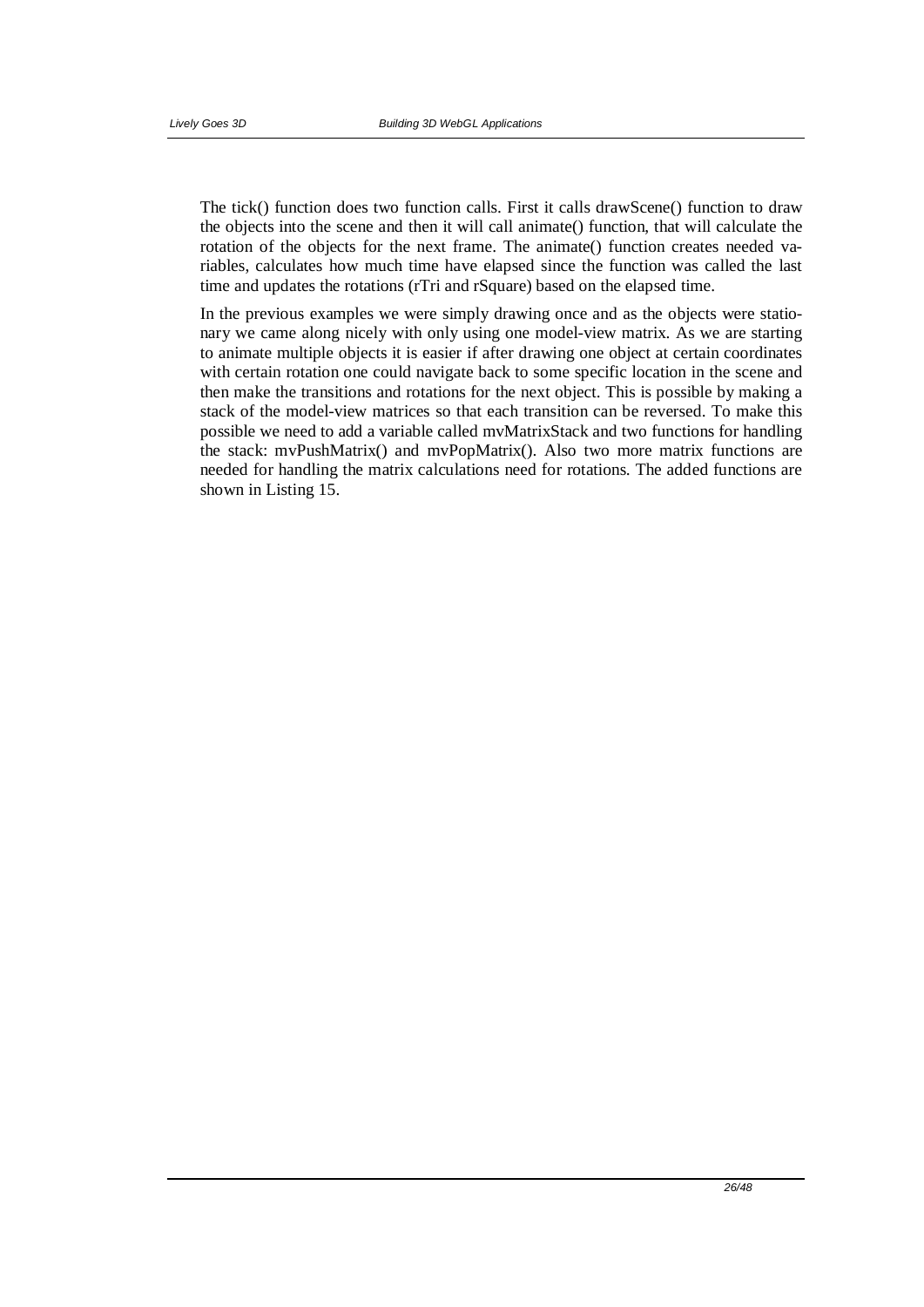The tick() function does two function calls. First it calls drawScene() function to draw the objects into the scene and then it will call animate() function, that will calculate the rotation of the objects for the next frame. The animate() function creates needed variables, calculates how much time have elapsed since the function was called the last time and updates the rotations (rTri and rSquare) based on the elapsed time.

In the previous examples we were simply drawing once and as the objects were stationary we came along nicely with only using one model-view matrix. As we are starting to animate multiple objects it is easier if after drawing one object at certain coordinates with certain rotation one could navigate back to some specific location in the scene and then make the transitions and rotations for the next object. This is possible by making a stack of the model-view matrices so that each transition can be reversed. To make this possible we need to add a variable called mvMatrixStack and two functions for handling the stack: mvPushMatrix() and mvPopMatrix(). Also two more matrix functions are needed for handling the matrix calculations need for rotations. The added functions are shown in Listing 15.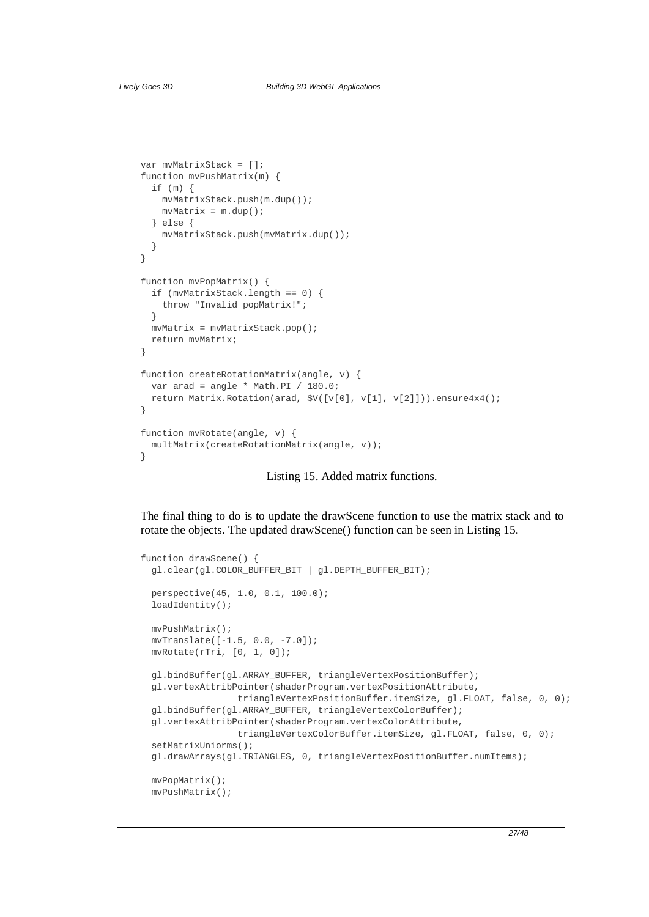```
var mvMatrixStack = [];
function mvPushMatrix(m) {
  if (m) {
    mvMatrixStack.push(m.dup());
    mvMatrix = m.dup();
  } else {
    mvMatrixStack.push(mvMatrix.dup());
  }
}

function mvPopMatrix() {
  if (mvMatrixStack.length == 0) {
    throw "Invalid popMatrix!";
  }
  mvMatrix = mvMatrixStack.pop();
  return mvMatrix;
}

function createRotationMatrix(angle, v) {
  var arad = angle * Math.PI / 180.0;
  return Matrix.Rotation(arad, $V([v[0], v[1], v[2]])).ensure4x4();
}

function mvRotate(angle, v) {
  multMatrix(createRotationMatrix(angle, v));
}
```

Listing 15. Added matrix functions.

The final thing to do is to update the drawScene function to use the matrix stack and to rotate the objects. The updated drawScene() function can be seen in Listing 15.

```
function drawScene() {
  gl.clear(gl.COLOR_BUFFER_BIT | gl.DEPTH_BUFFER_BIT);

  perspective(45, 1.0, 0.1, 100.0);
  loadIdentity();

  mvPushMatrix();
  mvTranslate([-1.5, 0.0, -7.0]);
  mvRotate(rTri, [0, 1, 0]);

  gl.bindBuffer(gl.ARRAY_BUFFER, triangleVertexPositionBuffer);
  gl.vertexAttribPointer(shaderProgram.vertexPositionAttribute,
                triangleVertexPositionBuffer.itemSize, gl.FLOAT, false, 0, 0);
  gl.bindBuffer(gl.ARRAY_BUFFER, triangleVertexColorBuffer);
  gl.vertexAttribPointer(shaderProgram.vertexColorAttribute,
                triangleVertexColorBuffer.itemSize, gl.FLOAT, false, 0, 0);
  setMatrixUniorms();
  gl.drawArrays(gl.TRIANGLES, 0, triangleVertexPositionBuffer.numItems);

  mvPopMatrix();
  mvPushMatrix();
```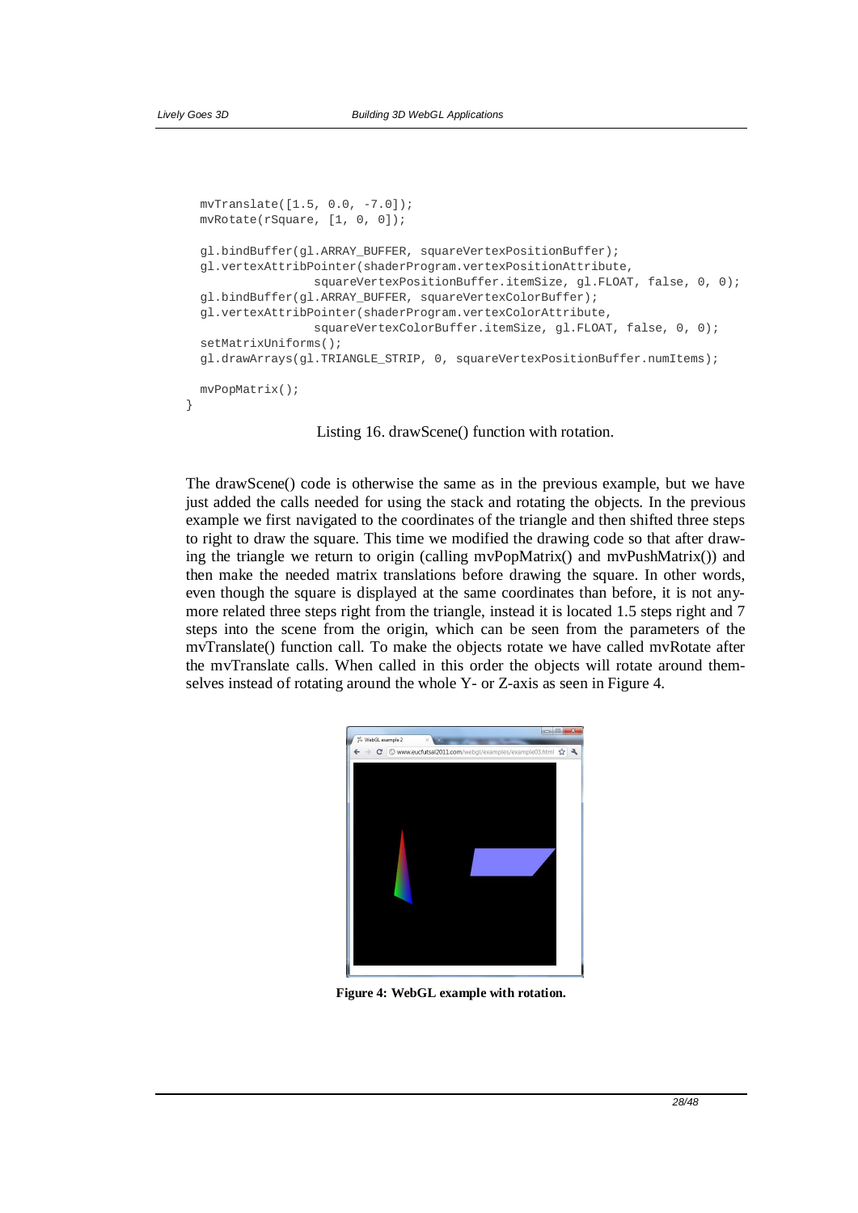```
  mvTranslate([1.5, 0.0, -7.0]);
  mvRotate(rSquare, [1, 0, 0]);

  gl.bindBuffer(gl.ARRAY_BUFFER, squareVertexPositionBuffer);
  gl.vertexAttribPointer(shaderProgram.vertexPositionAttribute,
                squareVertexPositionBuffer.itemSize, gl.FLOAT, false, 0, 0);
  gl.bindBuffer(gl.ARRAY_BUFFER, squareVertexColorBuffer);
  gl.vertexAttribPointer(shaderProgram.vertexColorAttribute,
                squareVertexColorBuffer.itemSize, gl.FLOAT, false, 0, 0);
  setMatrixUniforms();
  gl.drawArrays(gl.TRIANGLE_STRIP, 0, squareVertexPositionBuffer.numItems);

  mvPopMatrix();
}
```

Listing 16. drawScene() function with rotation.

The drawScene() code is otherwise the same as in the previous example, but we have just added the calls needed for using the stack and rotating the objects. In the previous example we first navigated to the coordinates of the triangle and then shifted three steps to right to draw the square. This time we modified the drawing code so that after drawing the triangle we return to origin (calling mvPopMatrix() and mvPushMatrix()) and then make the needed matrix translations before drawing the square. In other words, even though the square is displayed at the same coordinates than before, it is not anymore related three steps right from the triangle, instead it is located 1.5 steps right and 7 steps into the scene from the origin, which can be seen from the parameters of the mvTranslate() function call. To make the objects rotate we have called mvRotate after the mvTranslate calls. When called in this order the objects will rotate around themselves instead of rotating around the whole Y- or Z-axis as seen in Figure 4.

**Figure 4: WebGL example with rotation.**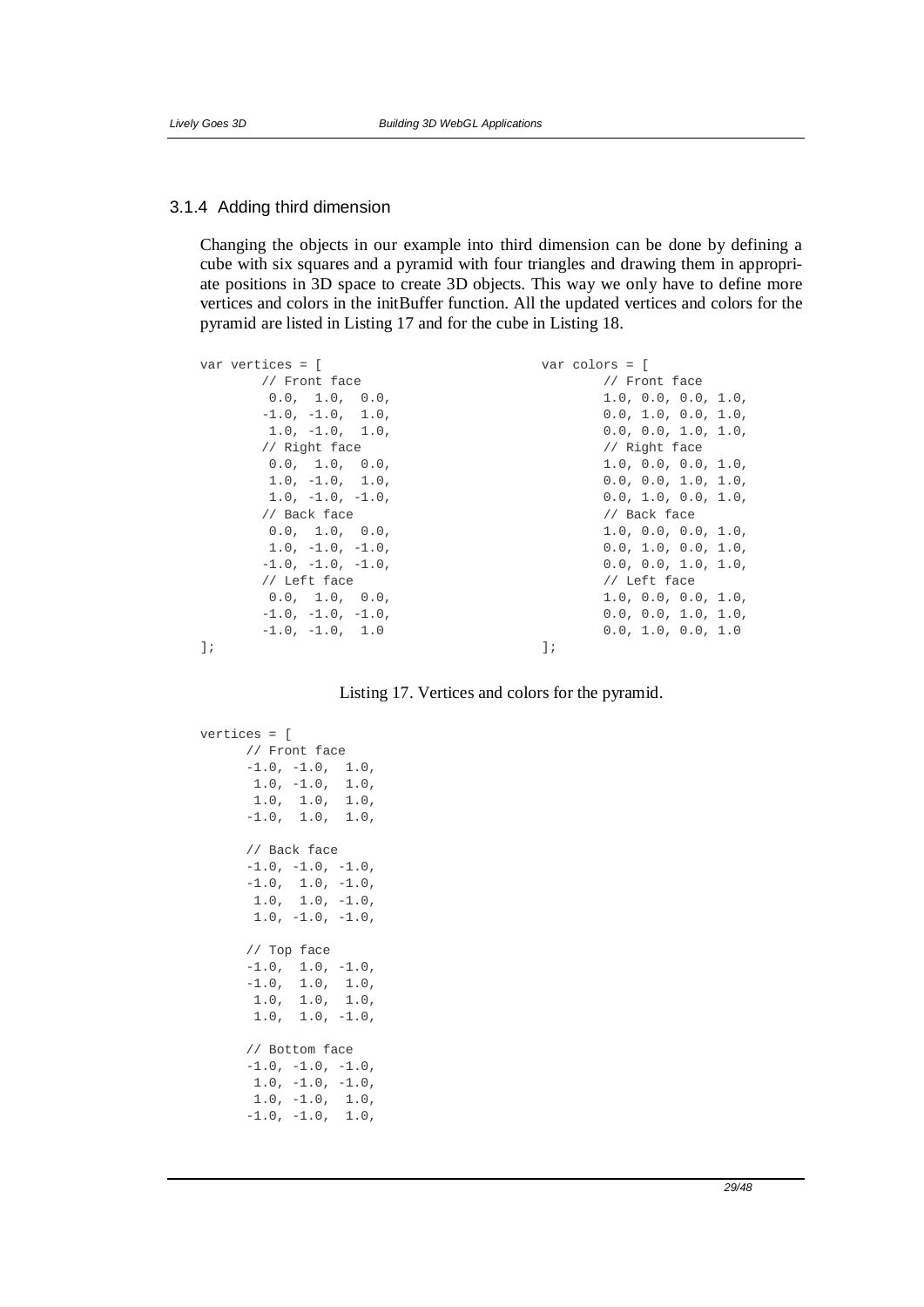### 3.1.4 Adding third dimension

Changing the objects in our example into third dimension can be done by defining a cube with six squares and a pyramid with four triangles and drawing them in appropriate positions in 3D space to create 3D objects. This way we only have to define more vertices and colors in the initBuffer function. All the updated vertices and colors for the pyramid are listed in Listing 17 and for the cube in Listing 18.

```
var vertices = [
       // Front face
        0.0,  1.0,  0.0,
       -1.0, -1.0,  1.0,
        1.0, -1.0,  1.0,
       // Right face
        0.0,  1.0,  0.0,
        1.0, -1.0,  1.0,
        1.0, -1.0, -1.0,
       // Back face
        0.0,  1.0,  0.0,
        1.0, -1.0, -1.0,
       -1.0, -1.0, -1.0,
       // Left face
        0.0,  1.0,  0.0,
       -1.0, -1.0, -1.0,
       -1.0, -1.0,  1.0
];
```

```
var colors = [
       // Front face
       1.0, 0.0, 0.0, 1.0,
       0.0, 1.0, 0.0, 1.0,
       0.0, 0.0, 1.0, 1.0,
       // Right face
       1.0, 0.0, 0.0, 1.0,
       0.0, 0.0, 1.0, 1.0,
       0.0, 1.0, 0.0, 1.0,
       // Back face
       1.0, 0.0, 0.0, 1.0,
       0.0, 1.0, 0.0, 1.0,
       0.0, 0.0, 1.0, 1.0,
       // Left face
       1.0, 0.0, 0.0, 1.0,
       0.0, 0.0, 1.0, 1.0,
       0.0, 1.0, 0.0, 1.0
];
```

Listing 17. Vertices and colors for the pyramid.

```
vertices = [
      // Front face
      -1.0, -1.0,  1.0,
       1.0, -1.0,  1.0,
       1.0,  1.0,  1.0,
      -1.0,  1.0,  1.0,

      // Back face
      -1.0, -1.0, -1.0,
      -1.0,  1.0, -1.0,
       1.0,  1.0, -1.0,
       1.0, -1.0, -1.0,

      // Top face
      -1.0,  1.0, -1.0,
      -1.0,  1.0,  1.0,
       1.0,  1.0,  1.0,
       1.0,  1.0, -1.0,

      // Bottom face
      -1.0, -1.0, -1.0,
       1.0, -1.0, -1.0,
       1.0, -1.0,  1.0,
      -1.0, -1.0,  1.0,
```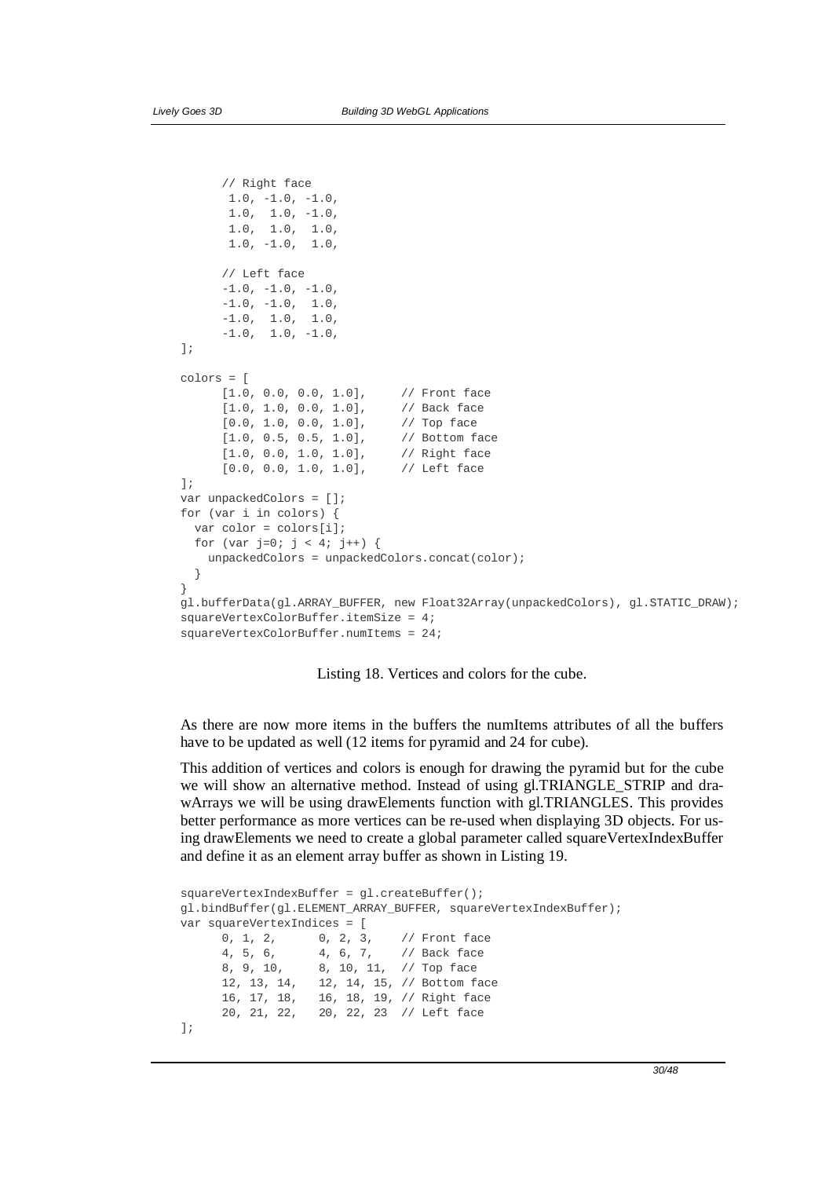```
      // Right face
       1.0, -1.0, -1.0,
       1.0,  1.0, -1.0,
       1.0,  1.0,  1.0,
       1.0, -1.0,  1.0,

      // Left face
      -1.0, -1.0, -1.0,
      -1.0, -1.0,  1.0,
      -1.0,  1.0,  1.0,
      -1.0,  1.0, -1.0,
];

colors = [
      [1.0, 0.0, 0.0, 1.0],     // Front face
      [1.0, 1.0, 0.0, 1.0],     // Back face
      [0.0, 1.0, 0.0, 1.0],     // Top face
      [1.0, 0.5, 0.5, 1.0],     // Bottom face
      [1.0, 0.0, 1.0, 1.0],     // Right face
      [0.0, 0.0, 1.0, 1.0],     // Left face
];
var unpackedColors = [];
for (var i in colors) {
  var color = colors[i];
  for (var j=0; j < 4; j++) {
    unpackedColors = unpackedColors.concat(color);
  }
}
gl.bufferData(gl.ARRAY_BUFFER, new Float32Array(unpackedColors), gl.STATIC_DRAW);
squareVertexColorBuffer.itemSize = 4;
squareVertexColorBuffer.numItems = 24;
```

Listing 18. Vertices and colors for the cube.

As there are now more items in the buffers the numItems attributes of all the buffers have to be updated as well (12 items for pyramid and 24 for cube).

This addition of vertices and colors is enough for drawing the pyramid but for the cube we will show an alternative method. Instead of using gl.TRIANGLE_STRIP and drawArrays we will be using drawElements function with gl.TRIANGLES. This provides better performance as more vertices can be re-used when displaying 3D objects. For using drawElements we need to create a global parameter called squareVertexIndexBuffer and define it as an element array buffer as shown in Listing 19.

```
squareVertexIndexBuffer = gl.createBuffer();
gl.bindBuffer(gl.ELEMENT_ARRAY_BUFFER, squareVertexIndexBuffer);
var squareVertexIndices = [
      0, 1, 2,      0, 2, 3,    // Front face
      4, 5, 6,      4, 6, 7,    // Back face
      8, 9, 10,     8, 10, 11,  // Top face
      12, 13, 14,   12, 14, 15, // Bottom face
      16, 17, 18,   16, 18, 19, // Right face
      20, 21, 22,   20, 22, 23  // Left face
];
```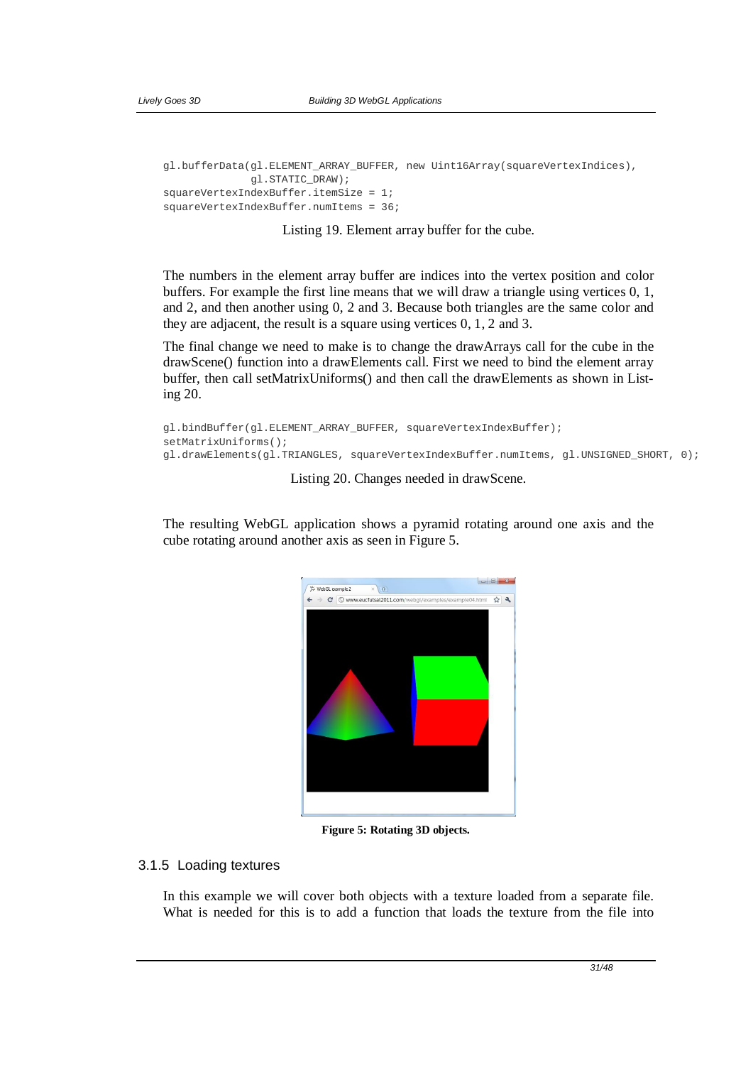```
gl.bufferData(gl.ELEMENT_ARRAY_BUFFER, new Uint16Array(squareVertexIndices),
              gl.STATIC_DRAW);
squareVertexIndexBuffer.itemSize = 1;
squareVertexIndexBuffer.numItems = 36;
```

Listing 19. Element array buffer for the cube.

The numbers in the element array buffer are indices into the vertex position and color buffers. For example the first line means that we will draw a triangle using vertices 0, 1, and 2, and then another using 0, 2 and 3. Because both triangles are the same color and they are adjacent, the result is a square using vertices 0, 1, 2 and 3.

The final change we need to make is to change the drawArrays call for the cube in the drawScene() function into a drawElements call. First we need to bind the element array buffer, then call setMatrixUniforms() and then call the drawElements as shown in Listing 20.

```
gl.bindBuffer(gl.ELEMENT_ARRAY_BUFFER, squareVertexIndexBuffer);
setMatrixUniforms();
gl.drawElements(gl.TRIANGLES, squareVertexIndexBuffer.numItems, gl.UNSIGNED_SHORT, 0);
```

Listing 20. Changes needed in drawScene.

The resulting WebGL application shows a pyramid rotating around one axis and the cube rotating around another axis as seen in Figure 5.

**Figure 5: Rotating 3D objects.**

### 3.1.5 Loading textures

In this example we will cover both objects with a texture loaded from a separate file. What is needed for this is to add a function that loads the texture from the file into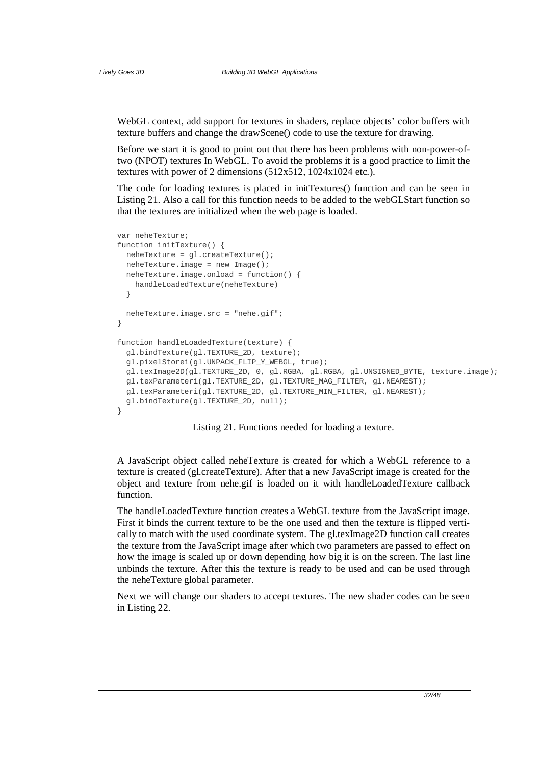WebGL context, add support for textures in shaders, replace objects' color buffers with texture buffers and change the drawScene() code to use the texture for drawing.

Before we start it is good to point out that there has been problems with non-power-of-two (NPOT) textures In WebGL. To avoid the problems it is a good practice to limit the textures with power of 2 dimensions (512x512, 1024x1024 etc.).

The code for loading textures is placed in initTextures() function and can be seen in Listing 21. Also a call for this function needs to be added to the webGLStart function so that the textures are initialized when the web page is loaded.

```
var neheTexture;
function initTexture() {
  neheTexture = gl.createTexture();
  neheTexture.image = new Image();
  neheTexture.image.onload = function() {
    handleLoadedTexture(neheTexture)
  }

  neheTexture.image.src = "nehe.gif";
}

function handleLoadedTexture(texture) {
  gl.bindTexture(gl.TEXTURE_2D, texture);
  gl.pixelStorei(gl.UNPACK_FLIP_Y_WEBGL, true);
  gl.texImage2D(gl.TEXTURE_2D, 0, gl.RGBA, gl.RGBA, gl.UNSIGNED_BYTE, texture.image);
  gl.texParameteri(gl.TEXTURE_2D, gl.TEXTURE_MAG_FILTER, gl.NEAREST);
  gl.texParameteri(gl.TEXTURE_2D, gl.TEXTURE_MIN_FILTER, gl.NEAREST);
  gl.bindTexture(gl.TEXTURE_2D, null);
}
```

Listing 21. Functions needed for loading a texture.

A JavaScript object called neheTexture is created for which a WebGL reference to a texture is created (gl.createTexture). After that a new JavaScript image is created for the object and texture from nehe.gif is loaded on it with handleLoadedTexture callback function.

The handleLoadedTexture function creates a WebGL texture from the JavaScript image. First it binds the current texture to be the one used and then the texture is flipped vertically to match with the used coordinate system. The gl.texImage2D function call creates the texture from the JavaScript image after which two parameters are passed to effect on how the image is scaled up or down depending how big it is on the screen. The last line unbinds the texture. After this the texture is ready to be used and can be used through the neheTexture global parameter.

Next we will change our shaders to accept textures. The new shader codes can be seen in Listing 22.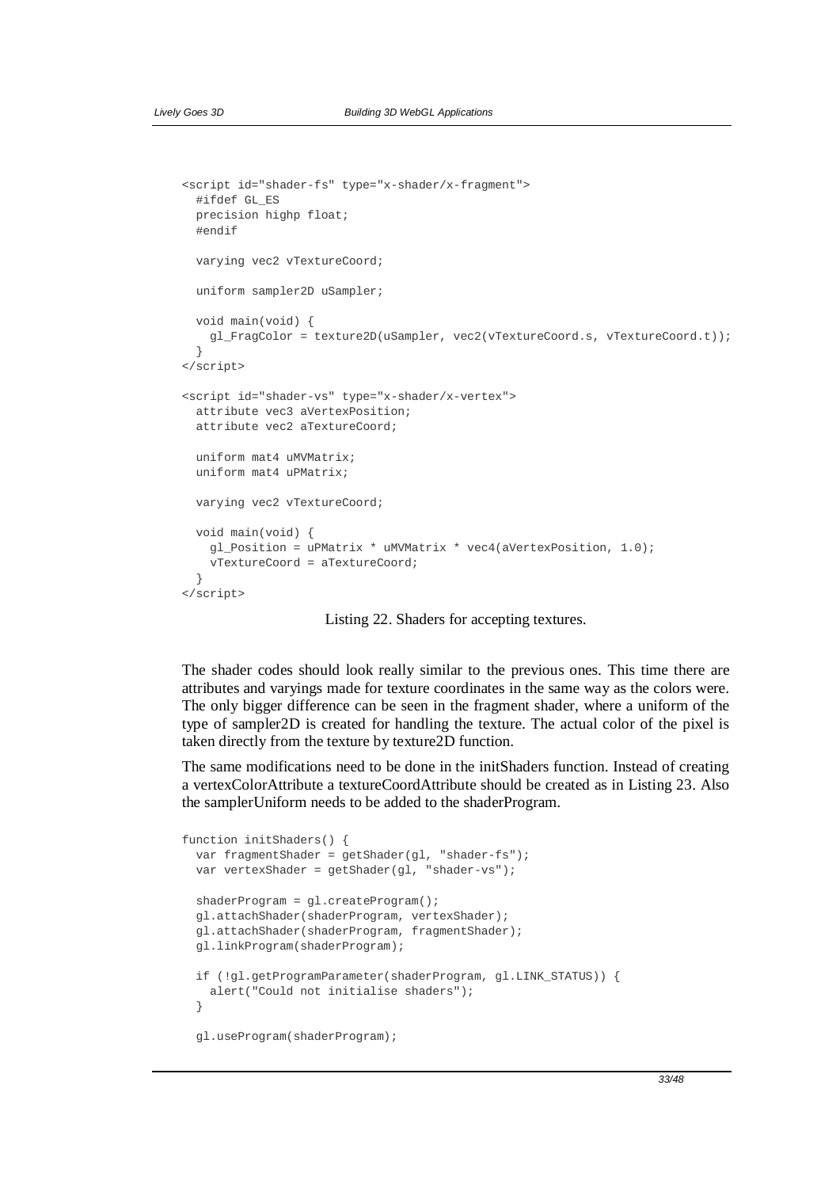```
<script id="shader-fs" type="x-shader/x-fragment">
  #ifdef GL_ES
  precision highp float;
  #endif

  varying vec2 vTextureCoord;

  uniform sampler2D uSampler;

  void main(void) {
    gl_FragColor = texture2D(uSampler, vec2(vTextureCoord.s, vTextureCoord.t));
  }
</script>

<script id="shader-vs" type="x-shader/x-vertex">
  attribute vec3 aVertexPosition;
  attribute vec2 aTextureCoord;

  uniform mat4 uMVMatrix;
  uniform mat4 uPMatrix;

  varying vec2 vTextureCoord;

  void main(void) {
    gl_Position = uPMatrix * uMVMatrix * vec4(aVertexPosition, 1.0);
    vTextureCoord = aTextureCoord;
  }
</script>
```

Listing 22. Shaders for accepting textures.

The shader codes should look really similar to the previous ones. This time there are attributes and varyings made for texture coordinates in the same way as the colors were. The only bigger difference can be seen in the fragment shader, where a uniform of the type of sampler2D is created for handling the texture. The actual color of the pixel is taken directly from the texture by texture2D function.

The same modifications need to be done in the initShaders function. Instead of creating a vertexColorAttribute a textureCoordAttribute should be created as in Listing 23. Also the samplerUniform needs to be added to the shaderProgram.

```
function initShaders() {
  var fragmentShader = getShader(gl, "shader-fs");
  var vertexShader = getShader(gl, "shader-vs");

  shaderProgram = gl.createProgram();
  gl.attachShader(shaderProgram, vertexShader);
  gl.attachShader(shaderProgram, fragmentShader);
  gl.linkProgram(shaderProgram);

  if (!gl.getProgramParameter(shaderProgram, gl.LINK_STATUS)) {
    alert("Could not initialise shaders");
  }

  gl.useProgram(shaderProgram);
```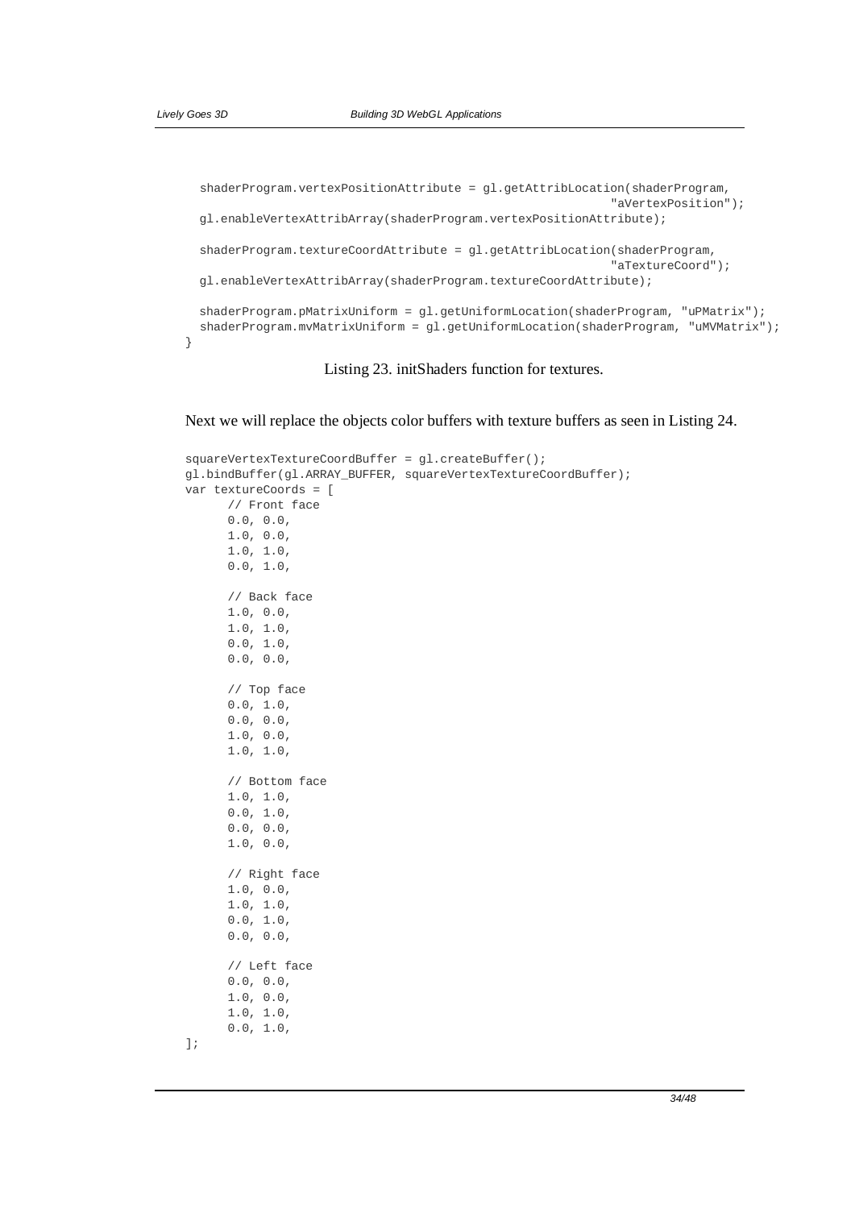```
  shaderProgram.vertexPositionAttribute = gl.getAttribLocation(shaderProgram,
                                                               "aVertexPosition");
  gl.enableVertexAttribArray(shaderProgram.vertexPositionAttribute);

  shaderProgram.textureCoordAttribute = gl.getAttribLocation(shaderProgram,
                                                               "aTextureCoord");
  gl.enableVertexAttribArray(shaderProgram.textureCoordAttribute);

  shaderProgram.pMatrixUniform = gl.getUniformLocation(shaderProgram, "uPMatrix");
  shaderProgram.mvMatrixUniform = gl.getUniformLocation(shaderProgram, "uMVMatrix");
}
```

Listing 23. initShaders function for textures.

Next we will replace the objects color buffers with texture buffers as seen in Listing 24.

```
squareVertexTextureCoordBuffer = gl.createBuffer();
gl.bindBuffer(gl.ARRAY_BUFFER, squareVertexTextureCoordBuffer);
var textureCoords = [
      // Front face
      0.0, 0.0,
      1.0, 0.0,
      1.0, 1.0,
      0.0, 1.0,

      // Back face
      1.0, 0.0,
      1.0, 1.0,
      0.0, 1.0,
      0.0, 0.0,

      // Top face
      0.0, 1.0,
      0.0, 0.0,
      1.0, 0.0,
      1.0, 1.0,

      // Bottom face
      1.0, 1.0,
      0.0, 1.0,
      0.0, 0.0,
      1.0, 0.0,

      // Right face
      1.0, 0.0,
      1.0, 1.0,
      0.0, 1.0,
      0.0, 0.0,

      // Left face
      0.0, 0.0,
      1.0, 0.0,
      1.0, 1.0,
      0.0, 1.0,
];
```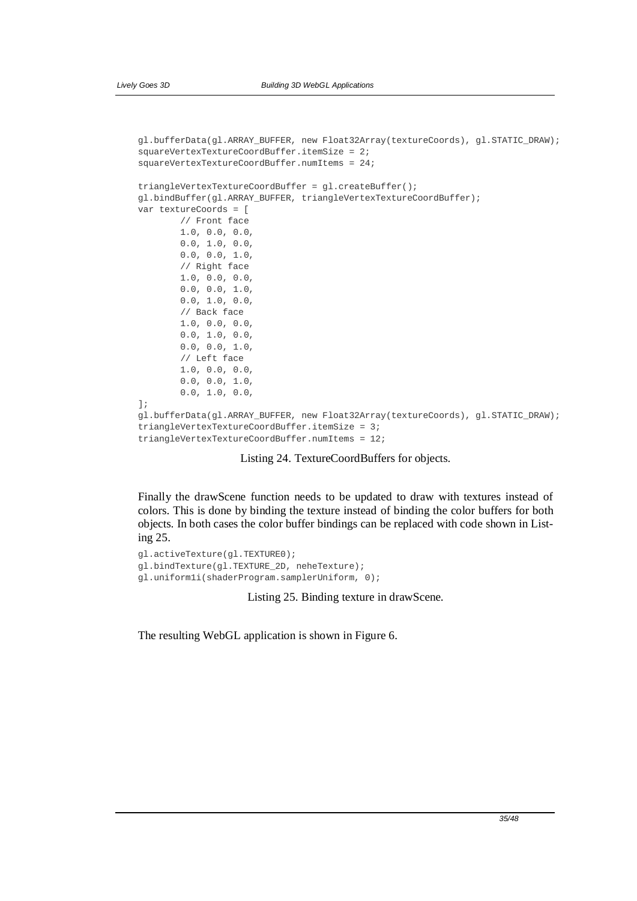```
gl.bufferData(gl.ARRAY_BUFFER, new Float32Array(textureCoords), gl.STATIC_DRAW);
squareVertexTextureCoordBuffer.itemSize = 2;
squareVertexTextureCoordBuffer.numItems = 24;

triangleVertexTextureCoordBuffer = gl.createBuffer();
gl.bindBuffer(gl.ARRAY_BUFFER, triangleVertexTextureCoordBuffer);
var textureCoords = [
        // Front face
        1.0, 0.0, 0.0,
        0.0, 1.0, 0.0,
        0.0, 0.0, 1.0,
        // Right face
        1.0, 0.0, 0.0,
        0.0, 0.0, 1.0,
        0.0, 1.0, 0.0,
        // Back face
        1.0, 0.0, 0.0,
        0.0, 1.0, 0.0,
        0.0, 0.0, 1.0,
        // Left face
        1.0, 0.0, 0.0,
        0.0, 0.0, 1.0,
        0.0, 1.0, 0.0,
];
gl.bufferData(gl.ARRAY_BUFFER, new Float32Array(textureCoords), gl.STATIC_DRAW);
triangleVertexTextureCoordBuffer.itemSize = 3;
triangleVertexTextureCoordBuffer.numItems = 12;
```

Listing 24. TextureCoordBuffers for objects.

Finally the drawScene function needs to be updated to draw with textures instead of colors. This is done by binding the texture instead of binding the color buffers for both objects. In both cases the color buffer bindings can be replaced with code shown in Listing 25.

```
gl.activeTexture(gl.TEXTURE0);
gl.bindTexture(gl.TEXTURE_2D, neheTexture);
gl.uniform1i(shaderProgram.samplerUniform, 0);
```

Listing 25. Binding texture in drawScene.

The resulting WebGL application is shown in Figure 6.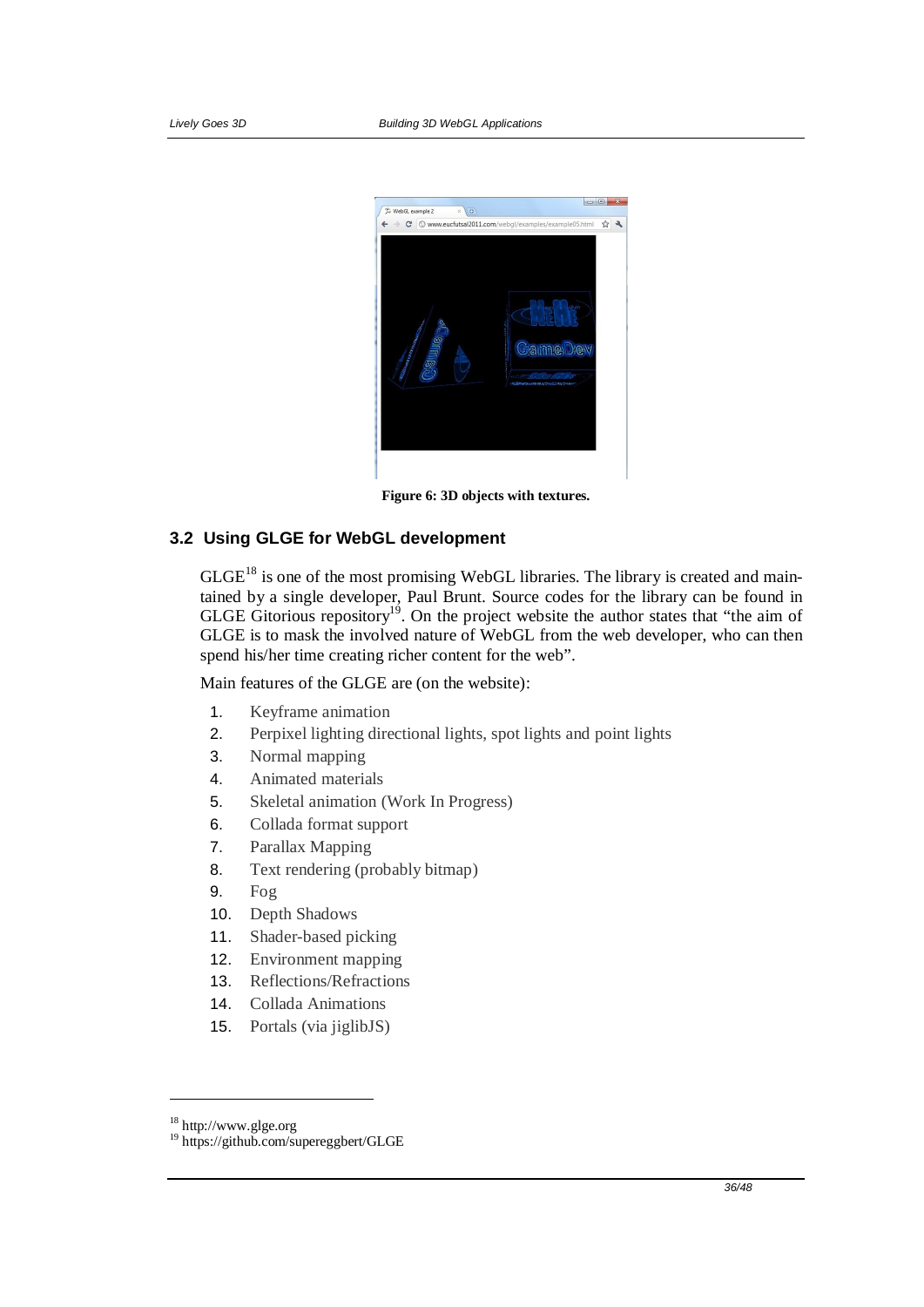**Figure 6: 3D objects with textures.**

### 3.2 Using GLGE for WebGL development

GLGE[18] is one of the most promising WebGL libraries. The library is created and maintained by a single developer, Paul Brunt. Source codes for the library can be found in GLGE Gitorious repository[19]. On the project website the author states that "the aim of GLGE is to mask the involved nature of WebGL from the web developer, who can then spend his/her time creating richer content for the web".

Main features of the GLGE are (on the website):

1. Keyframe animation
2. Perpixel lighting directional lights, spot lights and point lights
3. Normal mapping
4. Animated materials
5. Skeletal animation (Work In Progress)
6. Collada format support
7. Parallax Mapping
8. Text rendering (probably bitmap)
9. Fog
10. Depth Shadows
11. Shader-based picking
12. Environment mapping
13. Reflections/Refractions
14. Collada Animations
15. Portals (via jiglibJS)

---

[18] http://www.glge.org
[19] https://github.com/supereggbert/GLGE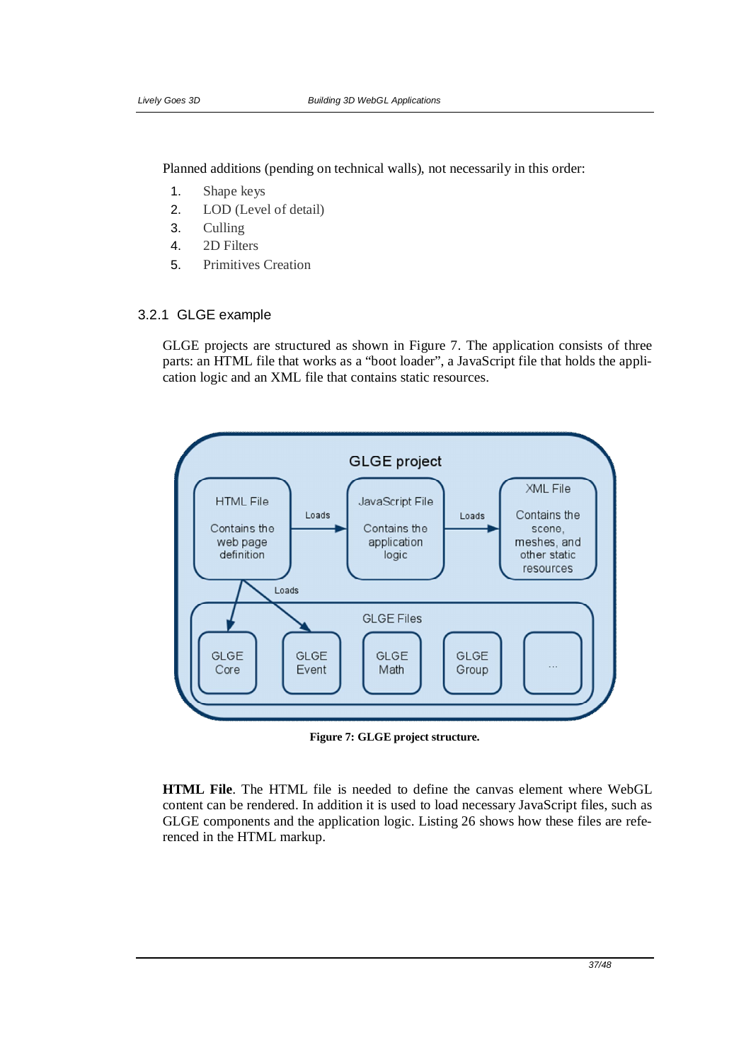Planned additions (pending on technical walls), not necessarily in this order:

1. Shape keys
2. LOD (Level of detail)
3. Culling
4. 2D Filters
5. Primitives Creation

### 3.2.1 GLGE example

GLGE projects are structured as shown in Figure 7. The application consists of three parts: an HTML file that works as a "boot loader", a JavaScript file that holds the application logic and an XML file that contains static resources.

**Figure 7: GLGE project structure.**

**HTML File**. The HTML file is needed to define the canvas element where WebGL content can be rendered. In addition it is used to load necessary JavaScript files, such as GLGE components and the application logic. Listing 26 shows how these files are referenced in the HTML markup.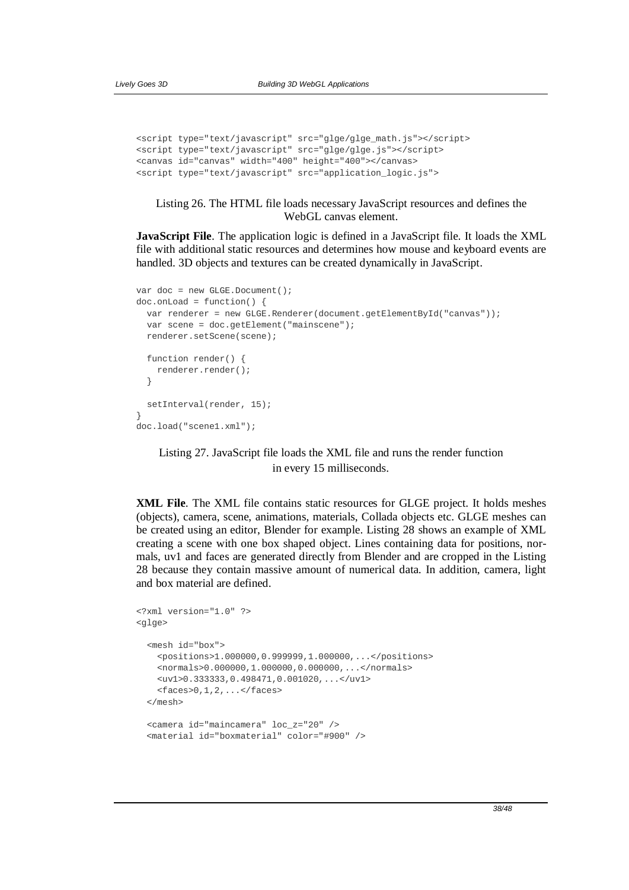```
<script type="text/javascript" src="glge/glge_math.js"></script>
<script type="text/javascript" src="glge/glge.js"></script>
<canvas id="canvas" width="400" height="400"></canvas>
<script type="text/javascript" src="application_logic.js">
```

Listing 26. The HTML file loads necessary JavaScript resources and defines the WebGL canvas element.

**JavaScript File**. The application logic is defined in a JavaScript file. It loads the XML file with additional static resources and determines how mouse and keyboard events are handled. 3D objects and textures can be created dynamically in JavaScript.

```
var doc = new GLGE.Document();
doc.onLoad = function() {
  var renderer = new GLGE.Renderer(document.getElementById("canvas"));
  var scene = doc.getElement("mainscene");
  renderer.setScene(scene);

  function render() {
    renderer.render();
  }

  setInterval(render, 15);
}
doc.load("scene1.xml");
```

Listing 27. JavaScript file loads the XML file and runs the render function in every 15 milliseconds.

**XML File**. The XML file contains static resources for GLGE project. It holds meshes (objects), camera, scene, animations, materials, Collada objects etc. GLGE meshes can be created using an editor, Blender for example. Listing 28 shows an example of XML creating a scene with one box shaped object. Lines containing data for positions, normals, uv1 and faces are generated directly from Blender and are cropped in the Listing 28 because they contain massive amount of numerical data. In addition, camera, light and box material are defined.

```
<?xml version="1.0" ?>
<glge>

  <mesh id="box">
    <positions>1.000000,0.999999,1.000000,...</positions>
    <normals>0.000000,1.000000,0.000000,...</normals>
    <uv1>0.333333,0.498471,0.001020,...</uv1>
    <faces>0,1,2,...</faces>
  </mesh>

  <camera id="maincamera" loc_z="20" />
  <material id="boxmaterial" color="#900" />
```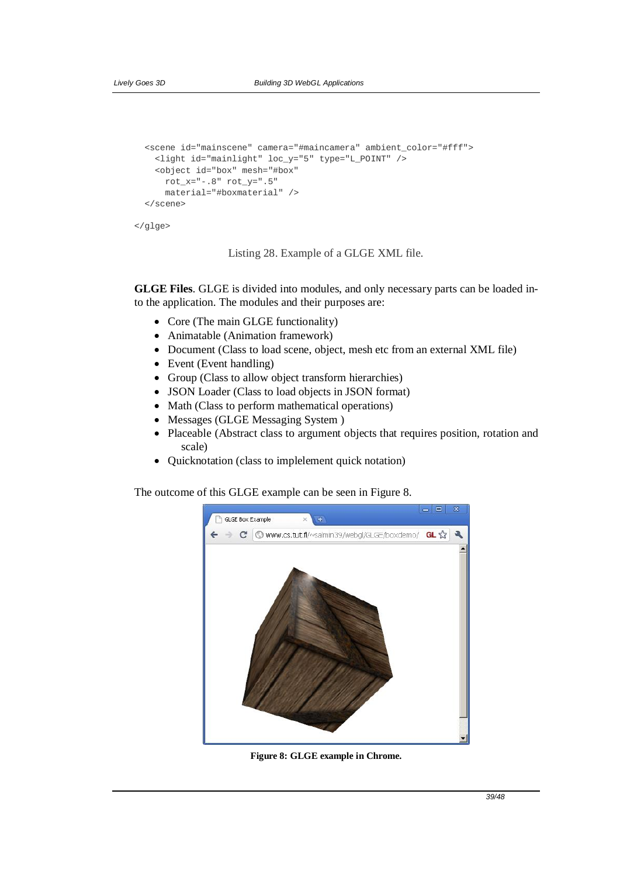```
  <scene id="mainscene" camera="#maincamera" ambient_color="#fff">
    <light id="mainlight" loc_y="5" type="L_POINT" />
    <object id="box" mesh="#box"
      rot_x="-.8" rot_y=".5"
      material="#boxmaterial" />
  </scene>

</glge>
```

Listing 28. Example of a GLGE XML file.

**GLGE Files**. GLGE is divided into modules, and only necessary parts can be loaded into the application. The modules and their purposes are:

- Core (The main GLGE functionality)
- Animatable (Animation framework)
- Document (Class to load scene, object, mesh etc from an external XML file)
- Event (Event handling)
- Group (Class to allow object transform hierarchies)
- JSON Loader (Class to load objects in JSON format)
- Math (Class to perform mathematical operations)
- Messages (GLGE Messaging System )
- Placeable (Abstract class to argument objects that requires position, rotation and scale)
- Quicknotation (class to implelement quick notation)

The outcome of this GLGE example can be seen in Figure 8.

**Figure 8: GLGE example in Chrome.**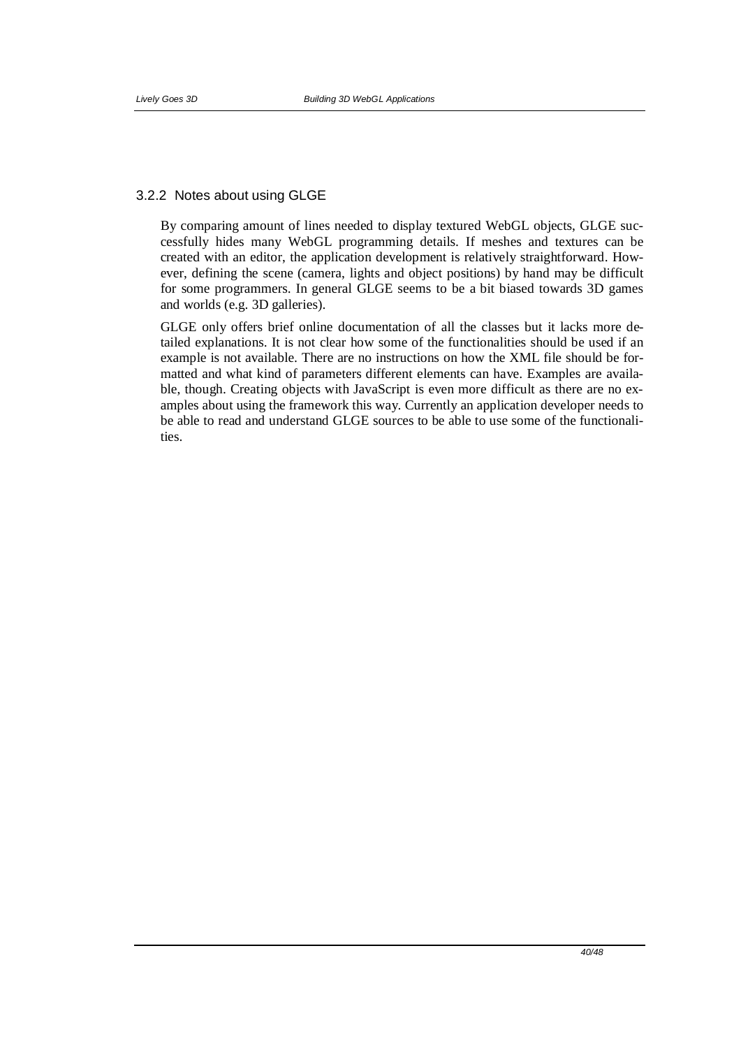### 3.2.2 Notes about using GLGE

By comparing amount of lines needed to display textured WebGL objects, GLGE successfully hides many WebGL programming details. If meshes and textures can be created with an editor, the application development is relatively straightforward. However, defining the scene (camera, lights and object positions) by hand may be difficult for some programmers. In general GLGE seems to be a bit biased towards 3D games and worlds (e.g. 3D galleries).

GLGE only offers brief online documentation of all the classes but it lacks more detailed explanations. It is not clear how some of the functionalities should be used if an example is not available. There are no instructions on how the XML file should be formatted and what kind of parameters different elements can have. Examples are available, though. Creating objects with JavaScript is even more difficult as there are no examples about using the framework this way. Currently an application developer needs to be able to read and understand GLGE sources to be able to use some of the functionalities.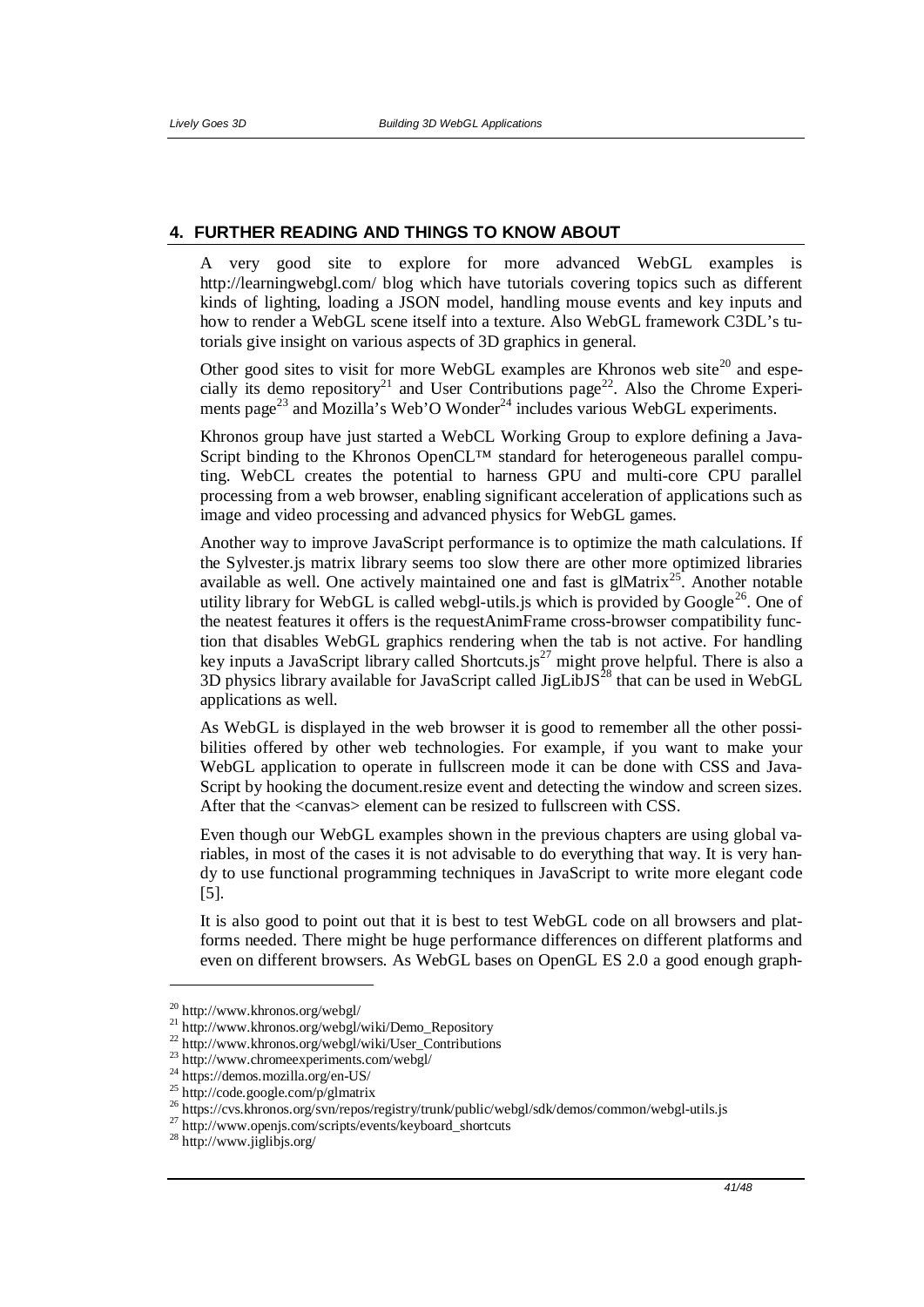## 4. FURTHER READING AND THINGS TO KNOW ABOUT

A very good site to explore for more advanced WebGL examples is http://learningwebgl.com/ blog which have tutorials covering topics such as different kinds of lighting, loading a JSON model, handling mouse events and key inputs and how to render a WebGL scene itself into a texture. Also WebGL framework C3DL's tutorials give insight on various aspects of 3D graphics in general.

Other good sites to visit for more WebGL examples are Khronos web site[20] and especially its demo repository[21] and User Contributions page[22]. Also the Chrome Experiments page[23] and Mozilla's Web'O Wonder[24] includes various WebGL experiments.

Khronos group have just started a WebCL Working Group to explore defining a JavaScript binding to the Khronos OpenCL™ standard for heterogeneous parallel computing. WebCL creates the potential to harness GPU and multi-core CPU parallel processing from a web browser, enabling significant acceleration of applications such as image and video processing and advanced physics for WebGL games.

Another way to improve JavaScript performance is to optimize the math calculations. If the Sylvester.js matrix library seems too slow there are other more optimized libraries available as well. One actively maintained one and fast is glMatrix[25]. Another notable utility library for WebGL is called webgl-utils.js which is provided by Google[26]. One of the neatest features it offers is the requestAnimFrame cross-browser compatibility function that disables WebGL graphics rendering when the tab is not active. For handling key inputs a JavaScript library called Shortcuts.js[27] might prove helpful. There is also a 3D physics library available for JavaScript called JigLibJS[28] that can be used in WebGL applications as well.

As WebGL is displayed in the web browser it is good to remember all the other possibilities offered by other web technologies. For example, if you want to make your WebGL application to operate in fullscreen mode it can be done with CSS and JavaScript by hooking the document.resize event and detecting the window and screen sizes. After that the <canvas> element can be resized to fullscreen with CSS.

Even though our WebGL examples shown in the previous chapters are using global variables, in most of the cases it is not advisable to do everything that way. It is very handy to use functional programming techniques in JavaScript to write more elegant code [5].

It is also good to point out that it is best to test WebGL code on all browsers and platforms needed. There might be huge performance differences on different platforms and even on different browsers. As WebGL bases on OpenGL ES 2.0 a good enough graph-

---

[20] http://www.khronos.org/webgl/
[21] http://www.khronos.org/webgl/wiki/Demo_Repository
[22] http://www.khronos.org/webgl/wiki/User_Contributions
[23] http://www.chromeexperiments.com/webgl/
[24] https://demos.mozilla.org/en-US/
[25] http://code.google.com/p/glmatrix
[26] https://cvs.khronos.org/svn/repos/registry/trunk/public/webgl/sdk/demos/common/webgl-utils.js
[27] http://www.openjs.com/scripts/events/keyboard_shortcuts
[28] http://www.jiglibjs.org/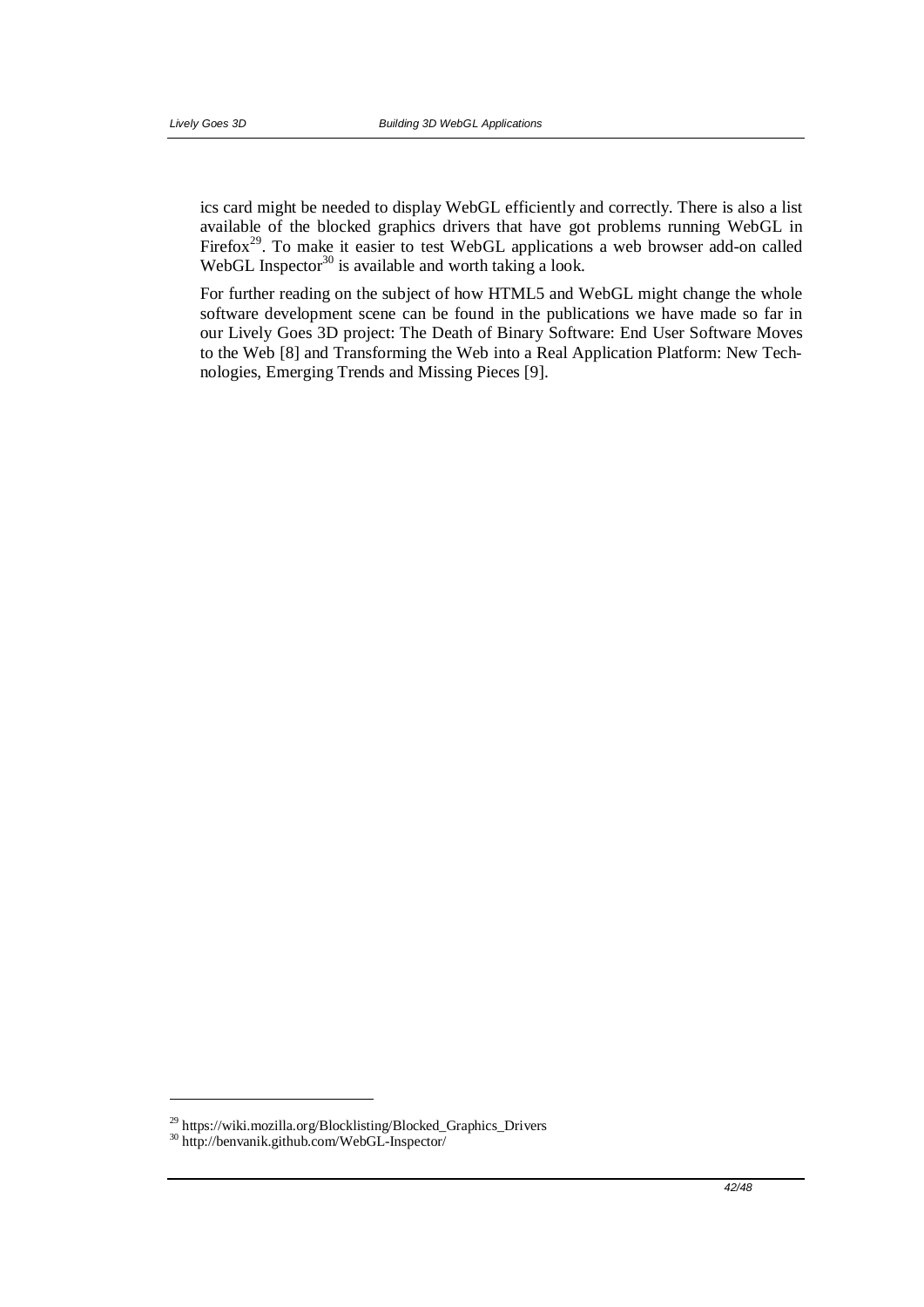ics card might be needed to display WebGL efficiently and correctly. There is also a list available of the blocked graphics drivers that have got problems running WebGL in Firefox[29]. To make it easier to test WebGL applications a web browser add-on called WebGL Inspector[30] is available and worth taking a look.

For further reading on the subject of how HTML5 and WebGL might change the whole software development scene can be found in the publications we have made so far in our Lively Goes 3D project: The Death of Binary Software: End User Software Moves to the Web [8] and Transforming the Web into a Real Application Platform: New Technologies, Emerging Trends and Missing Pieces [9].

---

[29] https://wiki.mozilla.org/Blocklisting/Blocked_Graphics_Drivers

[30] http://benvanik.github.com/WebGL-Inspector/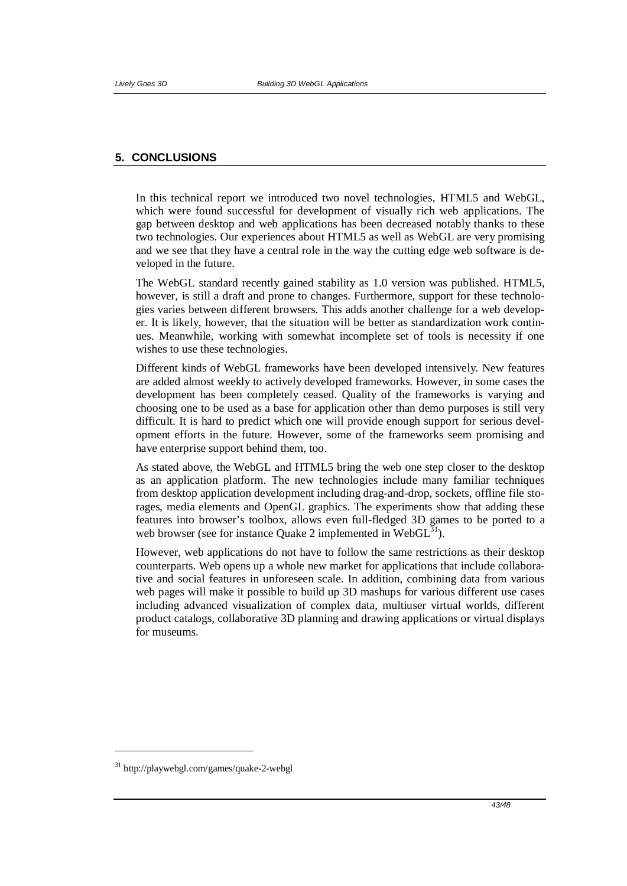## 5. CONCLUSIONS

In this technical report we introduced two novel technologies, HTML5 and WebGL, which were found successful for development of visually rich web applications. The gap between desktop and web applications has been decreased notably thanks to these two technologies. Our experiences about HTML5 as well as WebGL are very promising and we see that they have a central role in the way the cutting edge web software is developed in the future.

The WebGL standard recently gained stability as 1.0 version was published. HTML5, however, is still a draft and prone to changes. Furthermore, support for these technologies varies between different browsers. This adds another challenge for a web developer. It is likely, however, that the situation will be better as standardization work continues. Meanwhile, working with somewhat incomplete set of tools is necessity if one wishes to use these technologies.

Different kinds of WebGL frameworks have been developed intensively. New features are added almost weekly to actively developed frameworks. However, in some cases the development has been completely ceased. Quality of the frameworks is varying and choosing one to be used as a base for application other than demo purposes is still very difficult. It is hard to predict which one will provide enough support for serious development efforts in the future. However, some of the frameworks seem promising and have enterprise support behind them, too.

As stated above, the WebGL and HTML5 bring the web one step closer to the desktop as an application platform. The new technologies include many familiar techniques from desktop application development including drag-and-drop, sockets, offline file storages, media elements and OpenGL graphics. The experiments show that adding these features into browser's toolbox, allows even full-fledged 3D games to be ported to a web browser (see for instance Quake 2 implemented in WebGL[31]).

However, web applications do not have to follow the same restrictions as their desktop counterparts. Web opens up a whole new market for applications that include collaborative and social features in unforeseen scale. In addition, combining data from various web pages will make it possible to build up 3D mashups for various different use cases including advanced visualization of complex data, multiuser virtual worlds, different product catalogs, collaborative 3D planning and drawing applications or virtual displays for museums.

---

[31] http://playwebgl.com/games/quake-2-webgl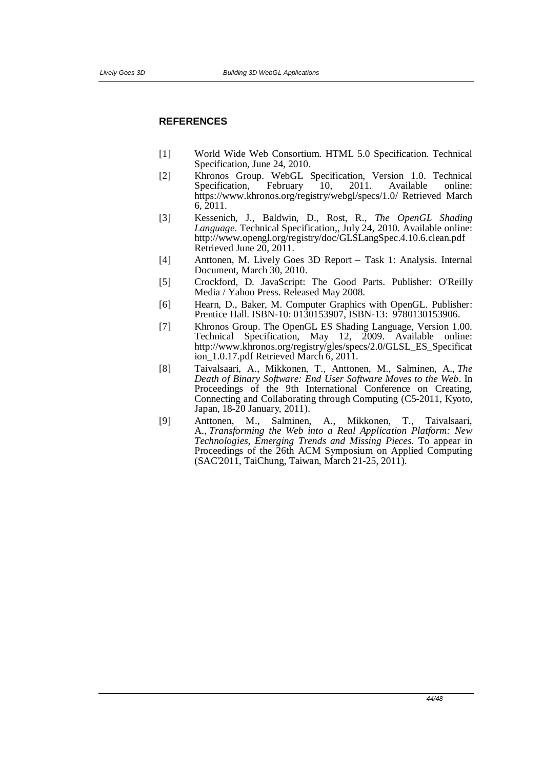## REFERENCES

[1] World Wide Web Consortium. HTML 5.0 Specification. Technical Specification, June 24, 2010.

[2] Khronos Group. WebGL Specification, Version 1.0. Technical Specification, February 10, 2011. Available online: https://www.khronos.org/registry/webgl/specs/1.0/ Retrieved March 6, 2011.

[3] Kessenich, J., Baldwin, D., Rost, R., *The OpenGL Shading Language*. Technical Specification,, July 24, 2010. Available online: http://www.opengl.org/registry/doc/GLSLangSpec.4.10.6.clean.pdf Retrieved June 20, 2011.

[4] Anttonen, M. Lively Goes 3D Report – Task 1: Analysis. Internal Document, March 30, 2010.

[5] Crockford, D. JavaScript: The Good Parts. Publisher: O'Reilly Media / Yahoo Press. Released May 2008.

[6] Hearn, D., Baker, M. Computer Graphics with OpenGL. Publisher: Prentice Hall. ISBN-10: 0130153907, ISBN-13: 9780130153906.

[7] Khronos Group. The OpenGL ES Shading Language, Version 1.00. Technical Specification, May 12, 2009. Available online: http://www.khronos.org/registry/gles/specs/2.0/GLSL_ES_Specification_1.0.17.pdf Retrieved March 6, 2011.

[8] Taivalsaari, A., Mikkonen, T., Anttonen, M., Salminen, A., *The Death of Binary Software: End User Software Moves to the Web*. In Proceedings of the 9th International Conference on Creating, Connecting and Collaborating through Computing (C5-2011, Kyoto, Japan, 18-20 January, 2011).

[9] Anttonen, M., Salminen, A., Mikkonen, T., Taivalsaari, A., *Transforming the Web into a Real Application Platform: New Technologies, Emerging Trends and Missing Pieces*. To appear in Proceedings of the 26th ACM Symposium on Applied Computing (SAC'2011, TaiChung, Taiwan, March 21-25, 2011).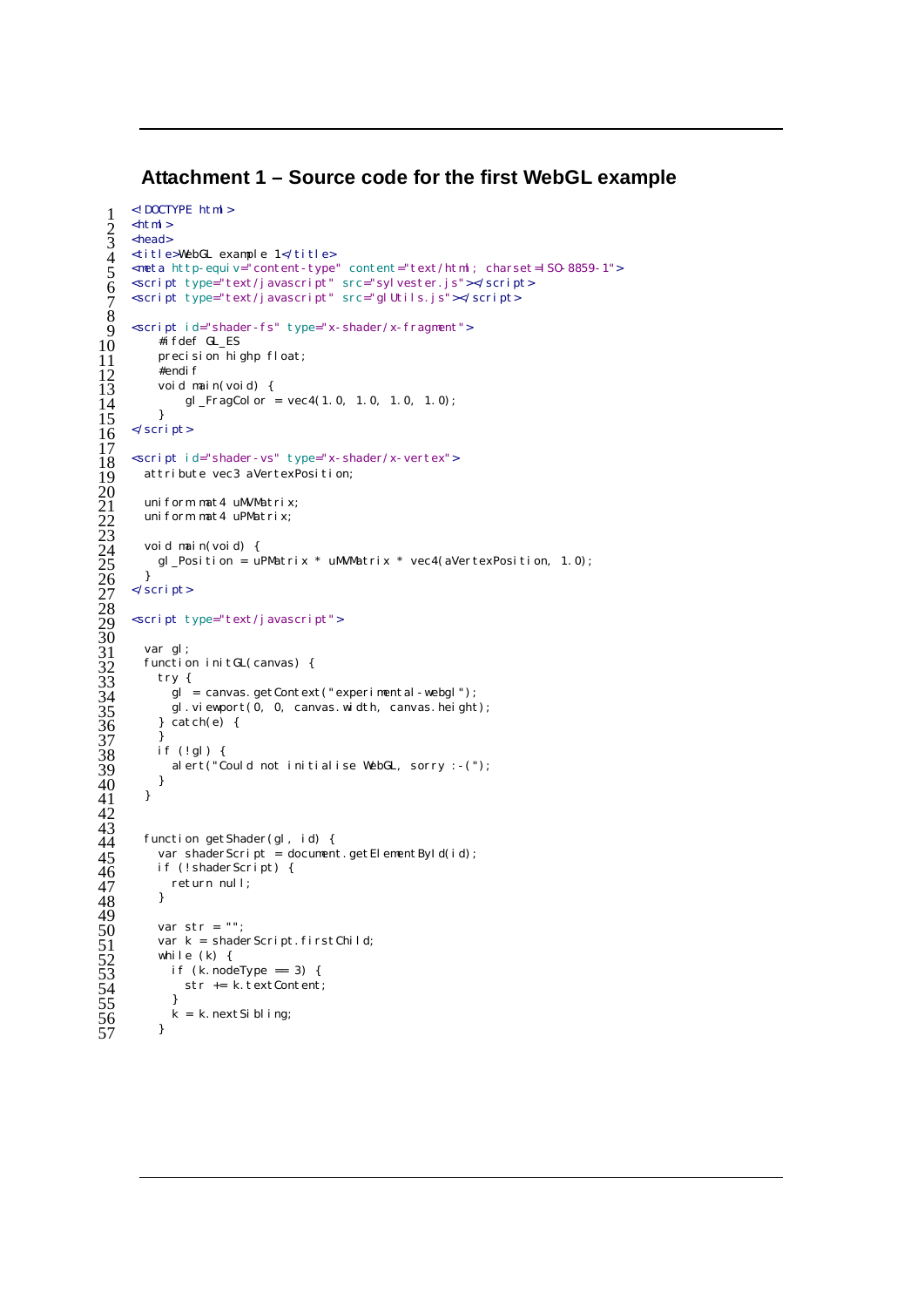### Attachment 1 – Source code for the first WebGL example

```
<!DOCTYPE html>
<html>
<head>
<title>WebGL example 1</title>
<meta http-equiv="content-type" content="text/html; charset=ISO-8859-1">
<script type="text/javascript" src="sylvester.js"></script>
<script type="text/javascript" src="glUtils.js"></script>

<script id="shader-fs" type="x-shader/x-fragment">
    #ifdef GL_ES
    precision highp float;
    #endif
    void main(void) {
        gl_FragColor = vec4(1.0, 1.0, 1.0, 1.0);
    }
</script>

<script id="shader-vs" type="x-shader/x-vertex">
  attribute vec3 aVertexPosition;

  uniform mat4 uMVMatrix;
  uniform mat4 uPMatrix;

  void main(void) {
    gl_Position = uPMatrix * uMVMatrix * vec4(aVertexPosition, 1.0);
  }
</script>

<script type="text/javascript">

  var gl;
  function initGL(canvas) {
    try {
      gl = canvas.getContext("experimental-webgl");
      gl.viewport(0, 0, canvas.width, canvas.height);
    } catch(e) {
    }
    if (!gl) {
      alert("Could not initialise WebGL, sorry :-(");
    }
  }


  function getShader(gl, id) {
    var shaderScript = document.getElementById(id);
    if (!shaderScript) {
      return null;
    }

    var str = "";
    var k = shaderScript.firstChild;
    while (k) {
      if (k.nodeType == 3) {
        str += k.textContent;
      }
      k = k.nextSibling;
    }
```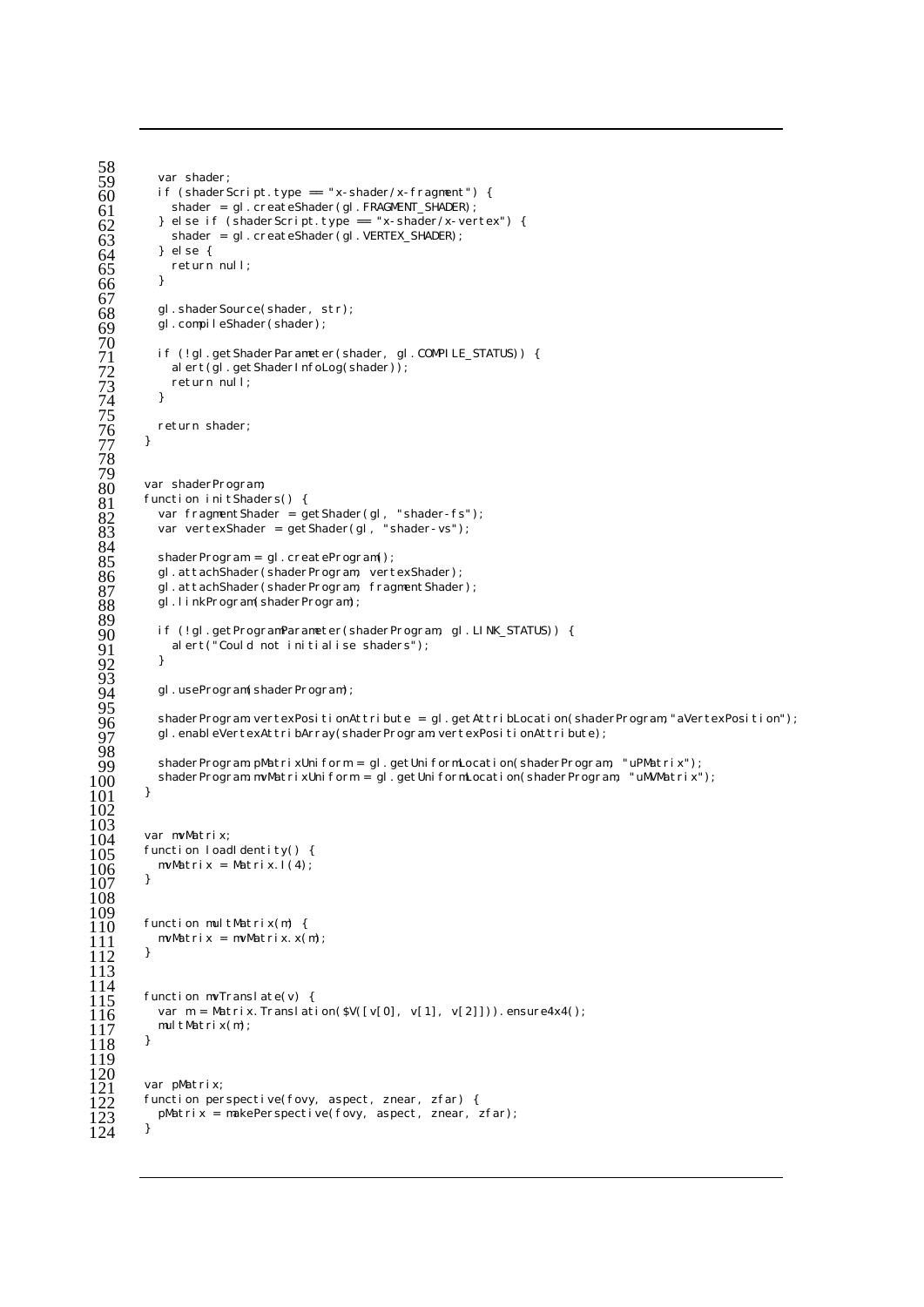```
58
59      var shader;
60      if (shaderScript.type == "x-shader/x-fragment") {
61        shader = gl.createShader(gl.FRAGMENT_SHADER);
62      } else if (shaderScript.type == "x-shader/x-vertex") {
63        shader = gl.createShader(gl.VERTEX_SHADER);
64      } else {
65        return null;
66      }
67
68      gl.shaderSource(shader, str);
69      gl.compileShader(shader);
70
71      if (!gl.getShaderParameter(shader, gl.COMPILE_STATUS)) {
72        alert(gl.getShaderInfoLog(shader));
73        return null;
74      }
75
76      return shader;
77    }
78
79
80    var shaderProgram;
81    function initShaders() {
82      var fragmentShader = getShader(gl, "shader-fs");
83      var vertexShader = getShader(gl, "shader-vs");
84
85      shaderProgram = gl.createProgram();
86      gl.attachShader(shaderProgram, vertexShader);
87      gl.attachShader(shaderProgram, fragmentShader);
88      gl.linkProgram(shaderProgram);
89
90      if (!gl.getProgramParameter(shaderProgram, gl.LINK_STATUS)) {
91        alert("Could not initialise shaders");
92      }
93
94      gl.useProgram(shaderProgram);
95
96      shaderProgram.vertexPositionAttribute = gl.getAttribLocation(shaderProgram, "aVertexPosition");
97      gl.enableVertexAttribArray(shaderProgram.vertexPositionAttribute);
98
99      shaderProgram.pMatrixUniform = gl.getUniformLocation(shaderProgram, "uPMatrix");
100     shaderProgram.mvMatrixUniform = gl.getUniformLocation(shaderProgram, "uMVMatrix");
101   }
102
103
104   var mvMatrix;
105   function loadIdentity() {
106     mvMatrix = Matrix.I(4);
107   }
108
109
110   function multMatrix(m) {
111     mvMatrix = mvMatrix.x(m);
112   }
113
114
115   function mvTranslate(v) {
116     var m = Matrix.Translation($V([v[0], v[1], v[2]])).ensure4x4();
117     multMatrix(m);
118   }
119
120
121   var pMatrix;
122   function perspective(fovy, aspect, znear, zfar) {
123     pMatrix = makePerspective(fovy, aspect, znear, zfar);
124   }
```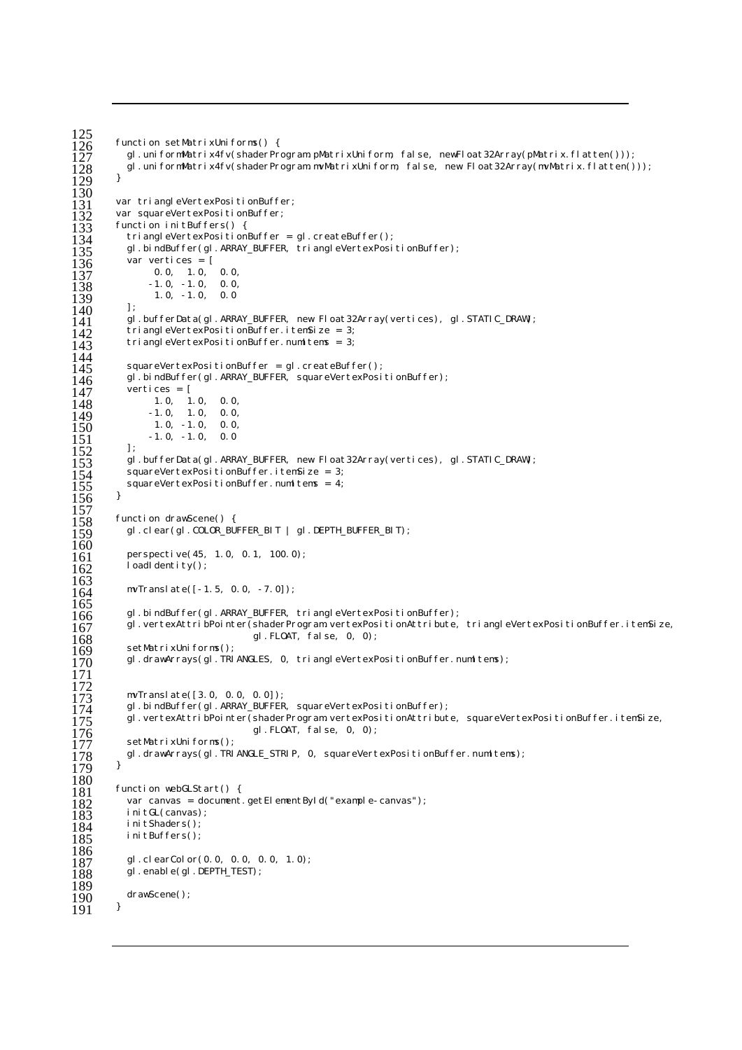```
function setMatrixUniforms() {
  gl.uniformMatrix4fv(shaderProgram.pMatrixUniform, false, newFloat32Array(pMatrix.flatten()));
  gl.uniformMatrix4fv(shaderProgram.mvMatrixUniform, false, new Float32Array(mvMatrix.flatten()));
}

var triangleVertexPositionBuffer;
var squareVertexPositionBuffer;
function initBuffers() {
  triangleVertexPositionBuffer = gl.createBuffer();
  gl.bindBuffer(gl.ARRAY_BUFFER, triangleVertexPositionBuffer);
  var vertices = [
       0.0,  1.0,  0.0,
      -1.0, -1.0,  0.0,
       1.0, -1.0,  0.0
  ];
  gl.bufferData(gl.ARRAY_BUFFER, new Float32Array(vertices), gl.STATIC_DRAW);
  triangleVertexPositionBuffer.itemSize = 3;
  triangleVertexPositionBuffer.numItems = 3;

  squareVertexPositionBuffer = gl.createBuffer();
  gl.bindBuffer(gl.ARRAY_BUFFER, squareVertexPositionBuffer);
  vertices = [
       1.0,  1.0,  0.0,
      -1.0,  1.0,  0.0,
       1.0, -1.0,  0.0,
      -1.0, -1.0,  0.0
  ];
  gl.bufferData(gl.ARRAY_BUFFER, new Float32Array(vertices), gl.STATIC_DRAW);
  squareVertexPositionBuffer.itemSize = 3;
  squareVertexPositionBuffer.numItems = 4;
}

function drawScene() {
  gl.clear(gl.COLOR_BUFFER_BIT | gl.DEPTH_BUFFER_BIT);

  perspective(45, 1.0, 0.1, 100.0);
  loadIdentity();

  mvTranslate([-1.5, 0.0, -7.0]);

  gl.bindBuffer(gl.ARRAY_BUFFER, triangleVertexPositionBuffer);
  gl.vertexAttribPointer(shaderProgram.vertexPositionAttribute, triangleVertexPositionBuffer.itemSize,
                         gl.FLOAT, false, 0, 0);
  setMatrixUniforms();
  gl.drawArrays(gl.TRIANGLES, 0, triangleVertexPositionBuffer.numItems);


  mvTranslate([3.0, 0.0, 0.0]);
  gl.bindBuffer(gl.ARRAY_BUFFER, squareVertexPositionBuffer);
  gl.vertexAttribPointer(shaderProgram.vertexPositionAttribute, squareVertexPositionBuffer.itemSize,
                         gl.FLOAT, false, 0, 0);
  setMatrixUniforms();
  gl.drawArrays(gl.TRIANGLE_STRIP, 0, squareVertexPositionBuffer.numItems);
}

function webGLStart() {
  var canvas = document.getElementById("example-canvas");
  initGL(canvas);
  initShaders();
  initBuffers();

  gl.clearColor(0.0, 0.0, 0.0, 1.0);
  gl.enable(gl.DEPTH_TEST);

  drawScene();
}
```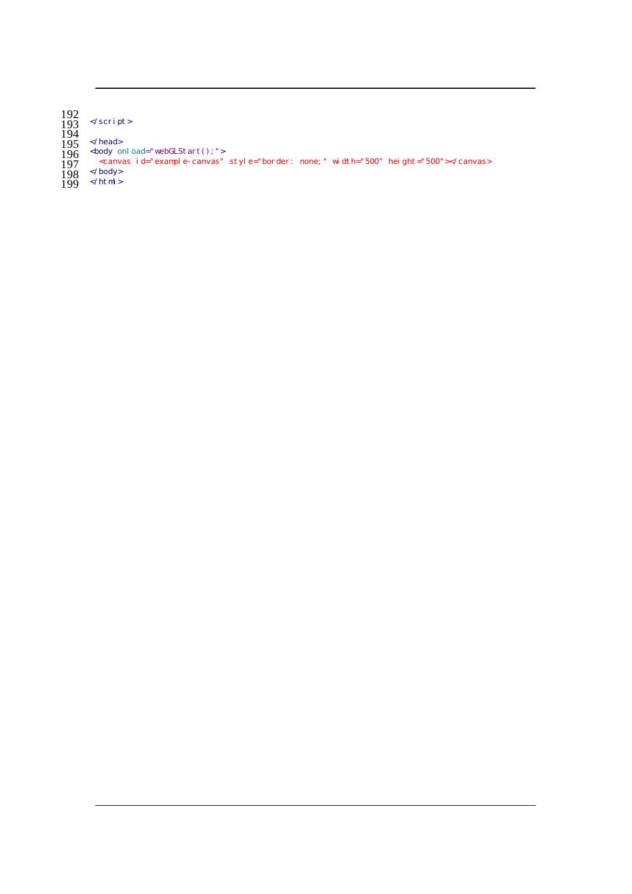```
192
193 </script>
194
195 </head>
196 <body onload="webGLStart();">
197   <canvas id="example-canvas" style="border: none;" width="500" height="500"></canvas>
198 </body>
199 </html>
```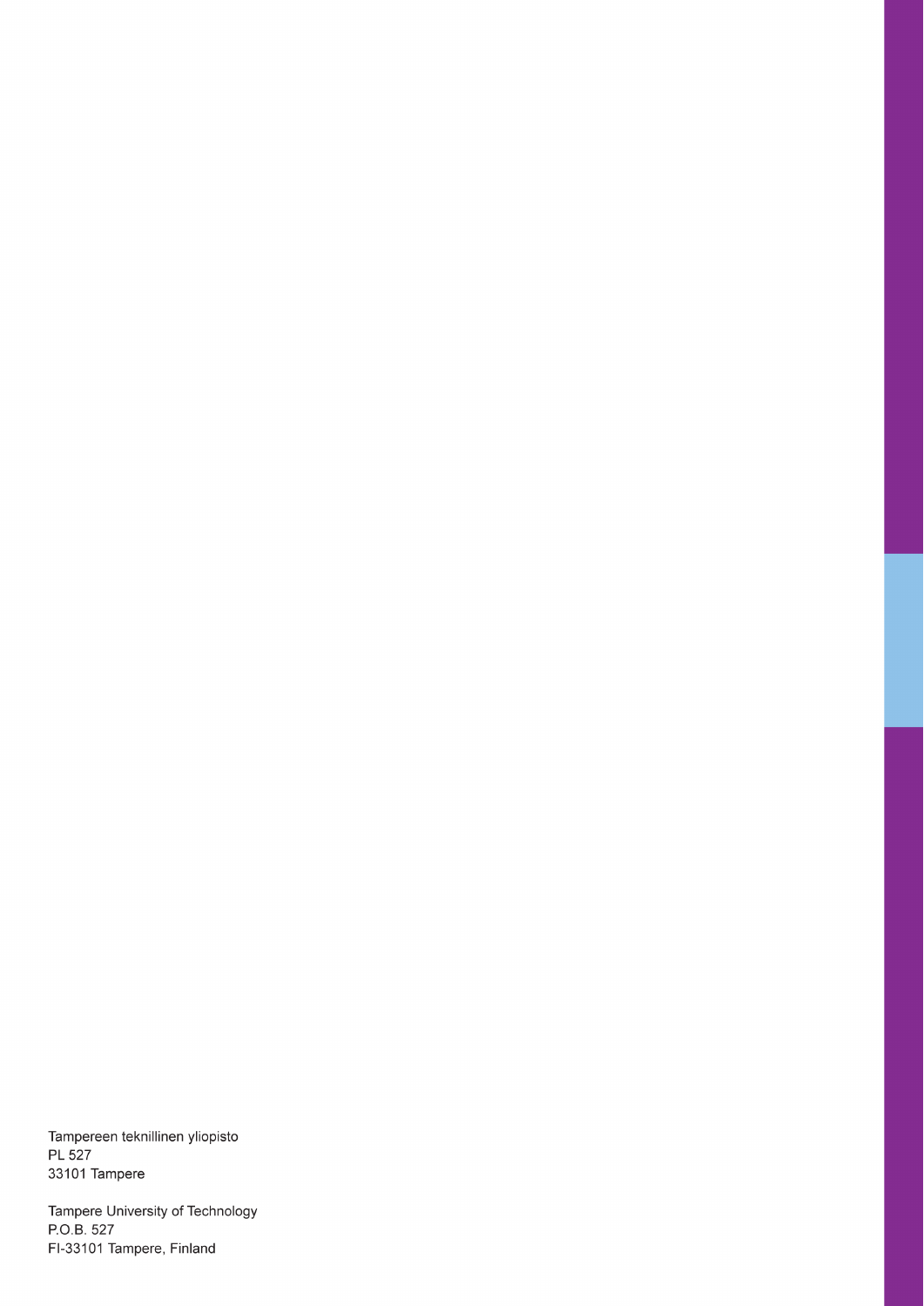Tampereen teknillinen yliopisto
PL 527
33101 Tampere

Tampere University of Technology
P.O.B. 527
FI-33101 Tampere, Finland